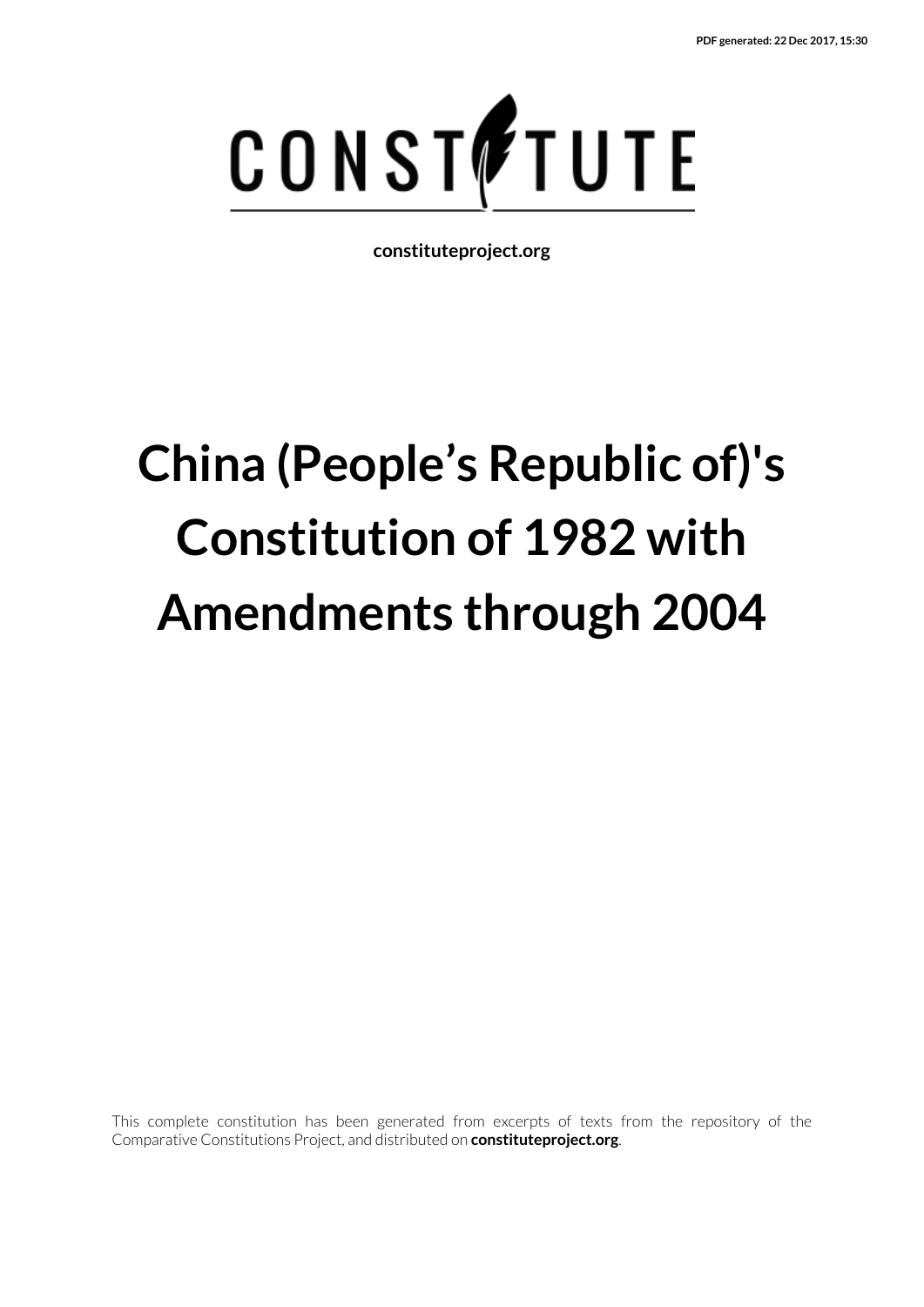PDF generated: 22 Dec 2017, 15:30

CONSTITUTE

constituteproject.org

# China (People's Republic of)'s Constitution of 1982 with Amendments through 2004

This complete constitution has been generated from excerpts of texts from the repository of the Comparative Constitutions Project, and distributed on **constituteproject.org**.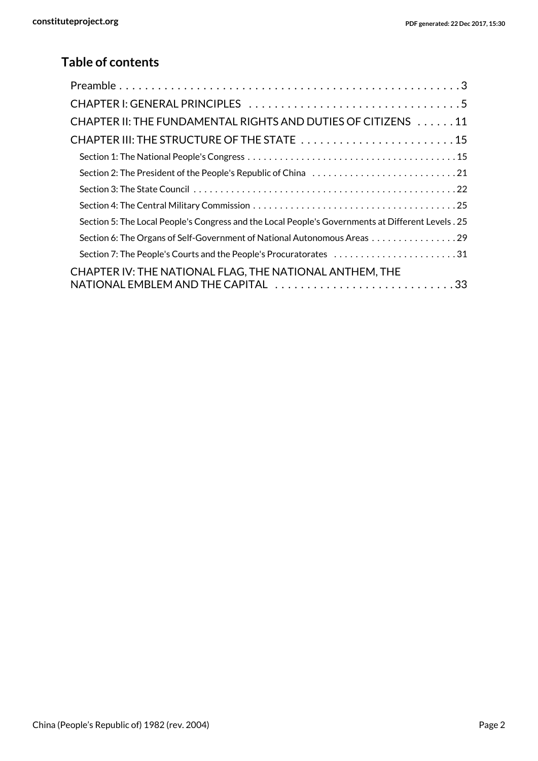## Table of contents

- Preamble . . . . . . . . . . . . . . . . . . . . . . . . . . . . . . . . . . . . . . . . . . . . . . . . . . . . . 3
- CHAPTER I: GENERAL PRINCIPLES . . . . . . . . . . . . . . . . . . . . . . . . . . . . . . . . . . 5
- CHAPTER II: THE FUNDAMENTAL RIGHTS AND DUTIES OF CITIZENS . . . . . . 11
- CHAPTER III: THE STRUCTURE OF THE STATE . . . . . . . . . . . . . . . . . . . . . . . . . 15
  - Section 1: The National People's Congress . . . . . . . . . . . . . . . . . . . . . . . . . . . . . . . . . . . . . . 15
  - Section 2: The President of the People's Republic of China . . . . . . . . . . . . . . . . . . . . . . . . . . 21
  - Section 3: The State Council . . . . . . . . . . . . . . . . . . . . . . . . . . . . . . . . . . . . . . . . . . . . . . . . 22
  - Section 4: The Central Military Commission . . . . . . . . . . . . . . . . . . . . . . . . . . . . . . . . . . . . . 25
  - Section 5: The Local People's Congress and the Local People's Governments at Different Levels . 25
  - Section 6: The Organs of Self-Government of National Autonomous Areas . . . . . . . . . . . . . . . . 29
  - Section 7: The People's Courts and the People's Procuratorates . . . . . . . . . . . . . . . . . . . . . . . 31
- CHAPTER IV: THE NATIONAL FLAG, THE NATIONAL ANTHEM, THE NATIONAL EMBLEM AND THE CAPITAL . . . . . . . . . . . . . . . . . . . . . . . . . . . . 33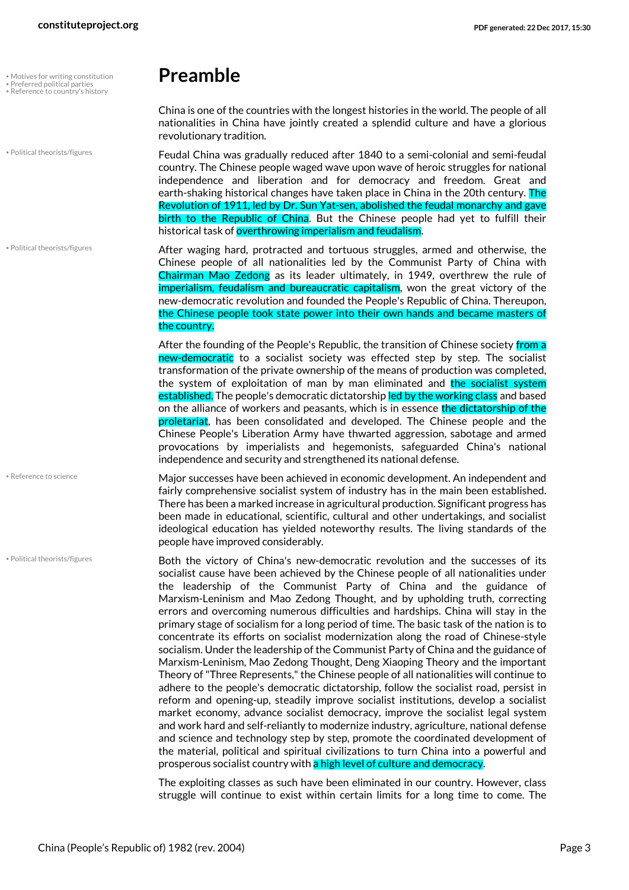# Preamble

- Motives for writing constitution
- Preferred political parties
- Reference to country's history

China is one of the countries with the longest histories in the world. The people of all nationalities in China have jointly created a splendid culture and have a glorious revolutionary tradition.

- Political theorists/figures

Feudal China was gradually reduced after 1840 to a semi-colonial and semi-feudal country. The Chinese people waged wave upon wave of heroic struggles for national independence and liberation and for democracy and freedom. Great and earth-shaking historical changes have taken place in China in the 20th century. The Revolution of 1911, led by Dr. Sun Yat-sen, abolished the feudal monarchy and gave birth to the Republic of China. But the Chinese people had yet to fulfill their historical task of overthrowing imperialism and feudalism.

- Political theorists/figures

After waging hard, protracted and tortuous struggles, armed and otherwise, the Chinese people of all nationalities led by the Communist Party of China with Chairman Mao Zedong as its leader ultimately, in 1949, overthrew the rule of imperialism, feudalism and bureaucratic capitalism, won the great victory of the new-democratic revolution and founded the People's Republic of China. Thereupon, the Chinese people took state power into their own hands and became masters of the country.

After the founding of the People's Republic, the transition of Chinese society from a new-democratic to a socialist society was effected step by step. The socialist transformation of the private ownership of the means of production was completed, the system of exploitation of man by man eliminated and the socialist system established. The people's democratic dictatorship led by the working class and based on the alliance of workers and peasants, which is in essence the dictatorship of the proletariat, has been consolidated and developed. The Chinese people and the Chinese People's Liberation Army have thwarted aggression, sabotage and armed provocations by imperialists and hegemonists, safeguarded China's national independence and security and strengthened its national defense.

- Reference to science

Major successes have been achieved in economic development. An independent and fairly comprehensive socialist system of industry has in the main been established. There has been a marked increase in agricultural production. Significant progress has been made in educational, scientific, cultural and other undertakings, and socialist ideological education has yielded noteworthy results. The living standards of the people have improved considerably.

- Political theorists/figures

Both the victory of China's new-democratic revolution and the successes of its socialist cause have been achieved by the Chinese people of all nationalities under the leadership of the Communist Party of China and the guidance of Marxism-Leninism and Mao Zedong Thought, and by upholding truth, correcting errors and overcoming numerous difficulties and hardships. China will stay in the primary stage of socialism for a long period of time. The basic task of the nation is to concentrate its efforts on socialist modernization along the road of Chinese-style socialism. Under the leadership of the Communist Party of China and the guidance of Marxism-Leninism, Mao Zedong Thought, Deng Xiaoping Theory and the important Theory of "Three Represents," the Chinese people of all nationalities will continue to adhere to the people's democratic dictatorship, follow the socialist road, persist in reform and opening-up, steadily improve socialist institutions, develop a socialist market economy, advance socialist democracy, improve the socialist legal system and work hard and self-reliantly to modernize industry, agriculture, national defense and science and technology step by step, promote the coordinated development of the material, political and spiritual civilizations to turn China into a powerful and prosperous socialist country with a high level of culture and democracy.

The exploiting classes as such have been eliminated in our country. However, class struggle will continue to exist within certain limits for a long time to come. The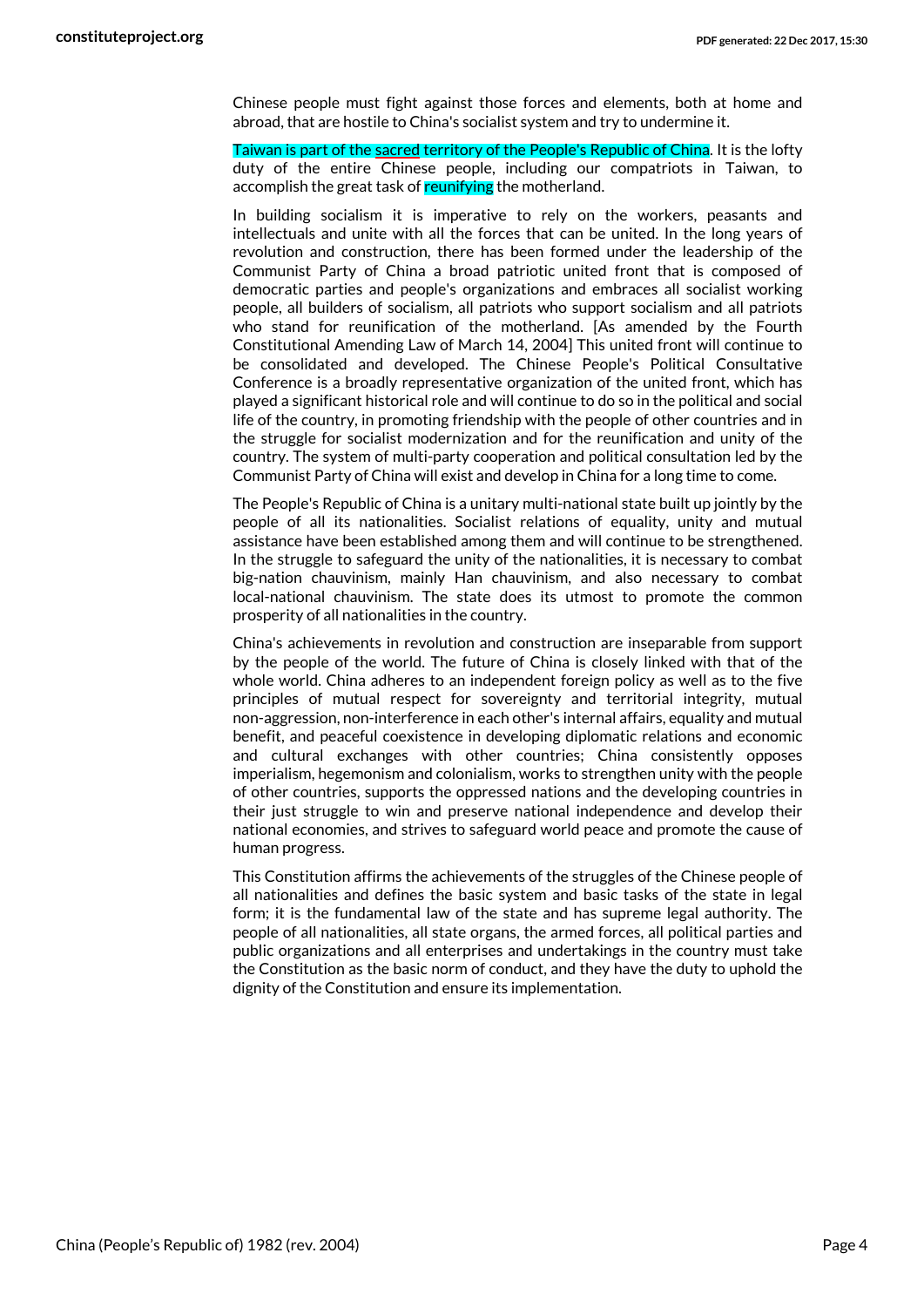Chinese people must fight against those forces and elements, both at home and abroad, that are hostile to China's socialist system and try to undermine it.

Taiwan is part of the sacred territory of the People's Republic of China. It is the lofty duty of the entire Chinese people, including our compatriots in Taiwan, to accomplish the great task of reunifying the motherland.

In building socialism it is imperative to rely on the workers, peasants and intellectuals and unite with all the forces that can be united. In the long years of revolution and construction, there has been formed under the leadership of the Communist Party of China a broad patriotic united front that is composed of democratic parties and people's organizations and embraces all socialist working people, all builders of socialism, all patriots who support socialism and all patriots who stand for reunification of the motherland. [As amended by the Fourth Constitutional Amending Law of March 14, 2004] This united front will continue to be consolidated and developed. The Chinese People's Political Consultative Conference is a broadly representative organization of the united front, which has played a significant historical role and will continue to do so in the political and social life of the country, in promoting friendship with the people of other countries and in the struggle for socialist modernization and for the reunification and unity of the country. The system of multi-party cooperation and political consultation led by the Communist Party of China will exist and develop in China for a long time to come.

The People's Republic of China is a unitary multi-national state built up jointly by the people of all its nationalities. Socialist relations of equality, unity and mutual assistance have been established among them and will continue to be strengthened. In the struggle to safeguard the unity of the nationalities, it is necessary to combat big-nation chauvinism, mainly Han chauvinism, and also necessary to combat local-national chauvinism. The state does its utmost to promote the common prosperity of all nationalities in the country.

China's achievements in revolution and construction are inseparable from support by the people of the world. The future of China is closely linked with that of the whole world. China adheres to an independent foreign policy as well as to the five principles of mutual respect for sovereignty and territorial integrity, mutual non-aggression, non-interference in each other's internal affairs, equality and mutual benefit, and peaceful coexistence in developing diplomatic relations and economic and cultural exchanges with other countries; China consistently opposes imperialism, hegemonism and colonialism, works to strengthen unity with the people of other countries, supports the oppressed nations and the developing countries in their just struggle to win and preserve national independence and develop their national economies, and strives to safeguard world peace and promote the cause of human progress.

This Constitution affirms the achievements of the struggles of the Chinese people of all nationalities and defines the basic system and basic tasks of the state in legal form; it is the fundamental law of the state and has supreme legal authority. The people of all nationalities, all state organs, the armed forces, all political parties and public organizations and all enterprises and undertakings in the country must take the Constitution as the basic norm of conduct, and they have the duty to uphold the dignity of the Constitution and ensure its implementation.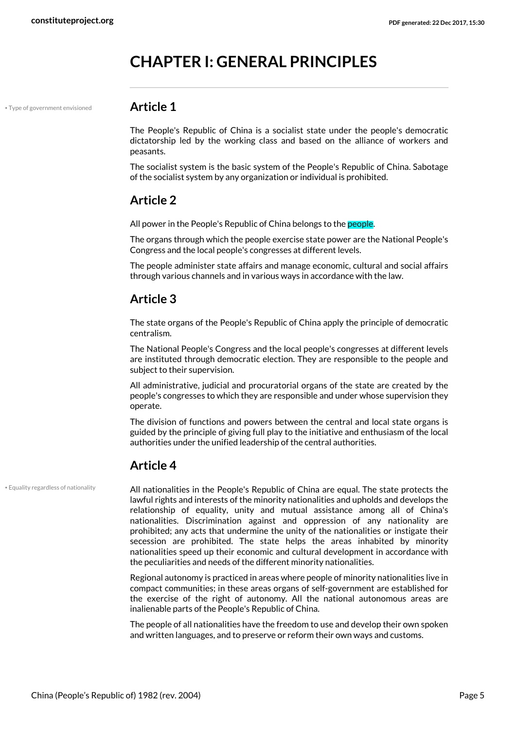# CHAPTER I: GENERAL PRINCIPLES

• Type of government envisioned

## Article 1

The People's Republic of China is a socialist state under the people's democratic dictatorship led by the working class and based on the alliance of workers and peasants.

The socialist system is the basic system of the People's Republic of China. Sabotage of the socialist system by any organization or individual is prohibited.

## Article 2

All power in the People's Republic of China belongs to the people.

The organs through which the people exercise state power are the National People's Congress and the local people's congresses at different levels.

The people administer state affairs and manage economic, cultural and social affairs through various channels and in various ways in accordance with the law.

## Article 3

The state organs of the People's Republic of China apply the principle of democratic centralism.

The National People's Congress and the local people's congresses at different levels are instituted through democratic election. They are responsible to the people and subject to their supervision.

All administrative, judicial and procuratorial organs of the state are created by the people's congresses to which they are responsible and under whose supervision they operate.

The division of functions and powers between the central and local state organs is guided by the principle of giving full play to the initiative and enthusiasm of the local authorities under the unified leadership of the central authorities.

## Article 4

• Equality regardless of nationality

All nationalities in the People's Republic of China are equal. The state protects the lawful rights and interests of the minority nationalities and upholds and develops the relationship of equality, unity and mutual assistance among all of China's nationalities. Discrimination against and oppression of any nationality are prohibited; any acts that undermine the unity of the nationalities or instigate their secession are prohibited. The state helps the areas inhabited by minority nationalities speed up their economic and cultural development in accordance with the peculiarities and needs of the different minority nationalities.

Regional autonomy is practiced in areas where people of minority nationalities live in compact communities; in these areas organs of self-government are established for the exercise of the right of autonomy. All the national autonomous areas are inalienable parts of the People's Republic of China.

The people of all nationalities have the freedom to use and develop their own spoken and written languages, and to preserve or reform their own ways and customs.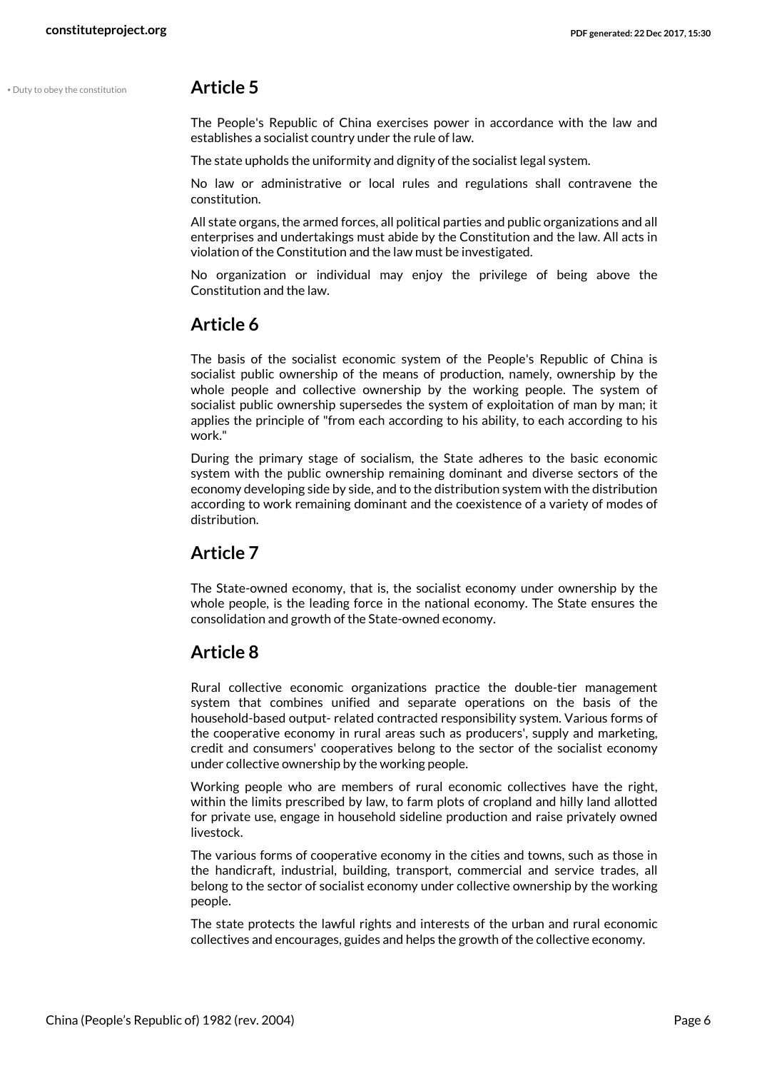• Duty to obey the constitution

## Article 5

The People's Republic of China exercises power in accordance with the law and establishes a socialist country under the rule of law.

The state upholds the uniformity and dignity of the socialist legal system.

No law or administrative or local rules and regulations shall contravene the constitution.

All state organs, the armed forces, all political parties and public organizations and all enterprises and undertakings must abide by the Constitution and the law. All acts in violation of the Constitution and the law must be investigated.

No organization or individual may enjoy the privilege of being above the Constitution and the law.

## Article 6

The basis of the socialist economic system of the People's Republic of China is socialist public ownership of the means of production, namely, ownership by the whole people and collective ownership by the working people. The system of socialist public ownership supersedes the system of exploitation of man by man; it applies the principle of "from each according to his ability, to each according to his work."

During the primary stage of socialism, the State adheres to the basic economic system with the public ownership remaining dominant and diverse sectors of the economy developing side by side, and to the distribution system with the distribution according to work remaining dominant and the coexistence of a variety of modes of distribution.

## Article 7

The State-owned economy, that is, the socialist economy under ownership by the whole people, is the leading force in the national economy. The State ensures the consolidation and growth of the State-owned economy.

## Article 8

Rural collective economic organizations practice the double-tier management system that combines unified and separate operations on the basis of the household-based output- related contracted responsibility system. Various forms of the cooperative economy in rural areas such as producers', supply and marketing, credit and consumers' cooperatives belong to the sector of the socialist economy under collective ownership by the working people.

Working people who are members of rural economic collectives have the right, within the limits prescribed by law, to farm plots of cropland and hilly land allotted for private use, engage in household sideline production and raise privately owned livestock.

The various forms of cooperative economy in the cities and towns, such as those in the handicraft, industrial, building, transport, commercial and service trades, all belong to the sector of socialist economy under collective ownership by the working people.

The state protects the lawful rights and interests of the urban and rural economic collectives and encourages, guides and helps the growth of the collective economy.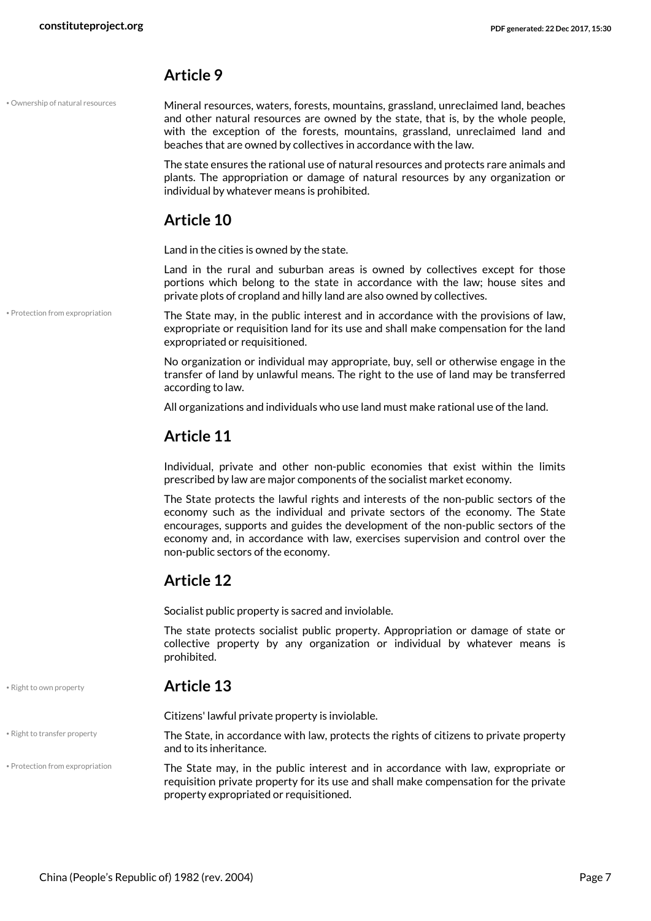## Article 9

• Ownership of natural resources

Mineral resources, waters, forests, mountains, grassland, unreclaimed land, beaches and other natural resources are owned by the state, that is, by the whole people, with the exception of the forests, mountains, grassland, unreclaimed land and beaches that are owned by collectives in accordance with the law.

The state ensures the rational use of natural resources and protects rare animals and plants. The appropriation or damage of natural resources by any organization or individual by whatever means is prohibited.

## Article 10

Land in the cities is owned by the state.

Land in the rural and suburban areas is owned by collectives except for those portions which belong to the state in accordance with the law; house sites and private plots of cropland and hilly land are also owned by collectives.

• Protection from expropriation

The State may, in the public interest and in accordance with the provisions of law, expropriate or requisition land for its use and shall make compensation for the land expropriated or requisitioned.

No organization or individual may appropriate, buy, sell or otherwise engage in the transfer of land by unlawful means. The right to the use of land may be transferred according to law.

All organizations and individuals who use land must make rational use of the land.

## Article 11

Individual, private and other non-public economies that exist within the limits prescribed by law are major components of the socialist market economy.

The State protects the lawful rights and interests of the non-public sectors of the economy such as the individual and private sectors of the economy. The State encourages, supports and guides the development of the non-public sectors of the economy and, in accordance with law, exercises supervision and control over the non-public sectors of the economy.

## Article 12

Socialist public property is sacred and inviolable.

The state protects socialist public property. Appropriation or damage of state or collective property by any organization or individual by whatever means is prohibited.

• Right to own property

## Article 13

Citizens' lawful private property is inviolable.

• Right to transfer property

The State, in accordance with law, protects the rights of citizens to private property and to its inheritance.

• Protection from expropriation

The State may, in the public interest and in accordance with law, expropriate or requisition private property for its use and shall make compensation for the private property expropriated or requisitioned.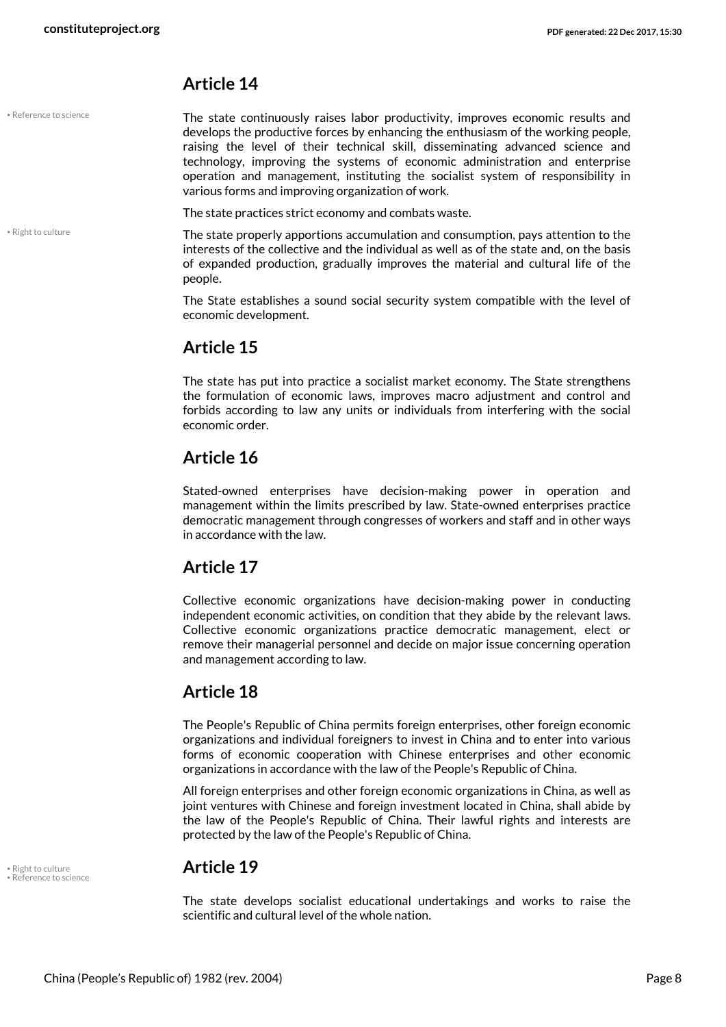## Article 14

• Reference to science

The state continuously raises labor productivity, improves economic results and develops the productive forces by enhancing the enthusiasm of the working people, raising the level of their technical skill, disseminating advanced science and technology, improving the systems of economic administration and enterprise operation and management, instituting the socialist system of responsibility in various forms and improving organization of work.

The state practices strict economy and combats waste.

• Right to culture

The state properly apportions accumulation and consumption, pays attention to the interests of the collective and the individual as well as of the state and, on the basis of expanded production, gradually improves the material and cultural life of the people.

The State establishes a sound social security system compatible with the level of economic development.

## Article 15

The state has put into practice a socialist market economy. The State strengthens the formulation of economic laws, improves macro adjustment and control and forbids according to law any units or individuals from interfering with the social economic order.

## Article 16

Stated-owned enterprises have decision-making power in operation and management within the limits prescribed by law. State-owned enterprises practice democratic management through congresses of workers and staff and in other ways in accordance with the law.

## Article 17

Collective economic organizations have decision-making power in conducting independent economic activities, on condition that they abide by the relevant laws. Collective economic organizations practice democratic management, elect or remove their managerial personnel and decide on major issue concerning operation and management according to law.

## Article 18

The People's Republic of China permits foreign enterprises, other foreign economic organizations and individual foreigners to invest in China and to enter into various forms of economic cooperation with Chinese enterprises and other economic organizations in accordance with the law of the People's Republic of China.

All foreign enterprises and other foreign economic organizations in China, as well as joint ventures with Chinese and foreign investment located in China, shall abide by the law of the People's Republic of China. Their lawful rights and interests are protected by the law of the People's Republic of China.

## Article 19

• Right to culture
• Reference to science

The state develops socialist educational undertakings and works to raise the scientific and cultural level of the whole nation.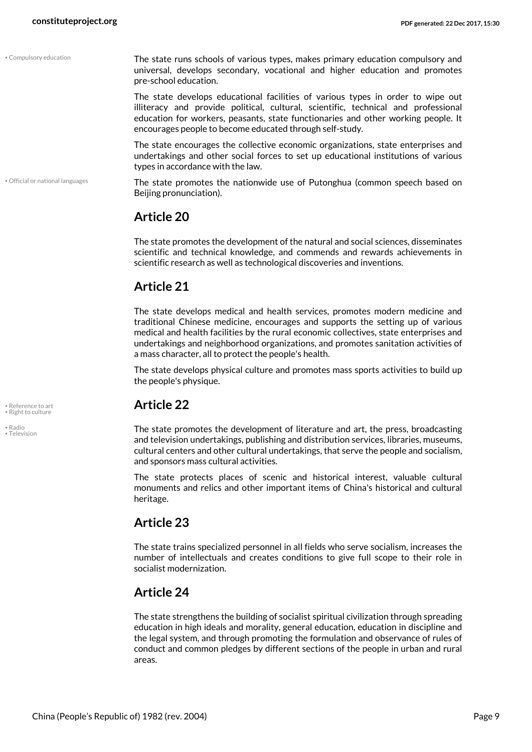• Compulsory education

The state runs schools of various types, makes primary education compulsory and universal, develops secondary, vocational and higher education and promotes pre-school education.

The state develops educational facilities of various types in order to wipe out illiteracy and provide political, cultural, scientific, technical and professional education for workers, peasants, state functionaries and other working people. It encourages people to become educated through self-study.

The state encourages the collective economic organizations, state enterprises and undertakings and other social forces to set up educational institutions of various types in accordance with the law.

• Official or national languages

The state promotes the nationwide use of Putonghua (common speech based on Beijing pronunciation).

## Article 20

The state promotes the development of the natural and social sciences, disseminates scientific and technical knowledge, and commends and rewards achievements in scientific research as well as technological discoveries and inventions.

## Article 21

The state develops medical and health services, promotes modern medicine and traditional Chinese medicine, encourages and supports the setting up of various medical and health facilities by the rural economic collectives, state enterprises and undertakings and neighborhood organizations, and promotes sanitation activities of a mass character, all to protect the people's health.

The state develops physical culture and promotes mass sports activities to build up the people's physique.

• Reference to art
• Right to culture

## Article 22

• Radio
• Television

The state promotes the development of literature and art, the press, broadcasting and television undertakings, publishing and distribution services, libraries, museums, cultural centers and other cultural undertakings, that serve the people and socialism, and sponsors mass cultural activities.

The state protects places of scenic and historical interest, valuable cultural monuments and relics and other important items of China's historical and cultural heritage.

## Article 23

The state trains specialized personnel in all fields who serve socialism, increases the number of intellectuals and creates conditions to give full scope to their role in socialist modernization.

## Article 24

The state strengthens the building of socialist spiritual civilization through spreading education in high ideals and morality, general education, education in discipline and the legal system, and through promoting the formulation and observance of rules of conduct and common pledges by different sections of the people in urban and rural areas.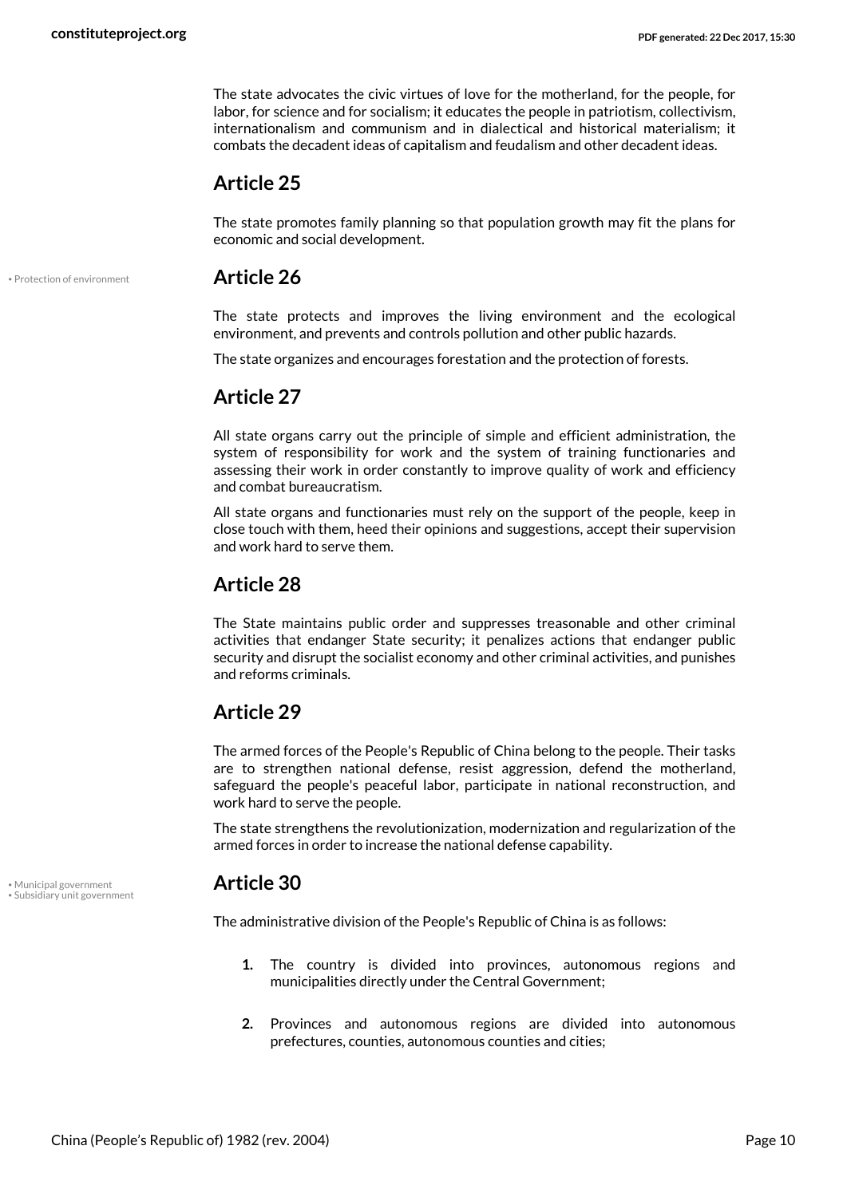The state advocates the civic virtues of love for the motherland, for the people, for labor, for science and for socialism; it educates the people in patriotism, collectivism, internationalism and communism and in dialectical and historical materialism; it combats the decadent ideas of capitalism and feudalism and other decadent ideas.

## Article 25

The state promotes family planning so that population growth may fit the plans for economic and social development.

• Protection of environment

## Article 26

The state protects and improves the living environment and the ecological environment, and prevents and controls pollution and other public hazards.

The state organizes and encourages forestation and the protection of forests.

## Article 27

All state organs carry out the principle of simple and efficient administration, the system of responsibility for work and the system of training functionaries and assessing their work in order constantly to improve quality of work and efficiency and combat bureaucratism.

All state organs and functionaries must rely on the support of the people, keep in close touch with them, heed their opinions and suggestions, accept their supervision and work hard to serve them.

## Article 28

The State maintains public order and suppresses treasonable and other criminal activities that endanger State security; it penalizes actions that endanger public security and disrupt the socialist economy and other criminal activities, and punishes and reforms criminals.

## Article 29

The armed forces of the People's Republic of China belong to the people. Their tasks are to strengthen national defense, resist aggression, defend the motherland, safeguard the people's peaceful labor, participate in national reconstruction, and work hard to serve the people.

The state strengthens the revolutionization, modernization and regularization of the armed forces in order to increase the national defense capability.

• Municipal government
• Subsidiary unit government

## Article 30

The administrative division of the People's Republic of China is as follows:

1. The country is divided into provinces, autonomous regions and municipalities directly under the Central Government;

2. Provinces and autonomous regions are divided into autonomous prefectures, counties, autonomous counties and cities;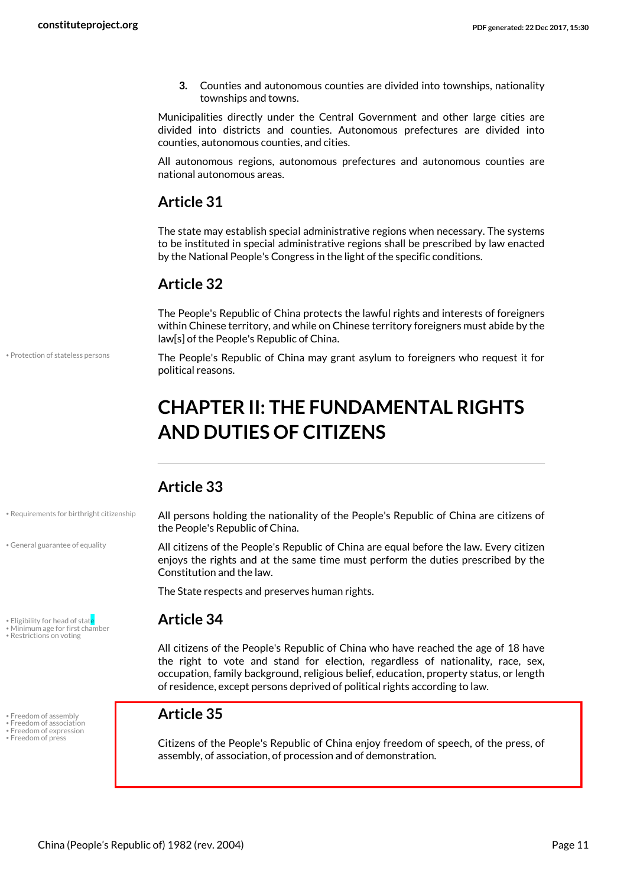3. Counties and autonomous counties are divided into townships, nationality townships and towns.

Municipalities directly under the Central Government and other large cities are divided into districts and counties. Autonomous prefectures are divided into counties, autonomous counties, and cities.

All autonomous regions, autonomous prefectures and autonomous counties are national autonomous areas.

## Article 31

The state may establish special administrative regions when necessary. The systems to be instituted in special administrative regions shall be prescribed by law enacted by the National People's Congress in the light of the specific conditions.

## Article 32

The People's Republic of China protects the lawful rights and interests of foreigners within Chinese territory, and while on Chinese territory foreigners must abide by the law[s] of the People's Republic of China.

• Protection of stateless persons

The People's Republic of China may grant asylum to foreigners who request it for political reasons.

# CHAPTER II: THE FUNDAMENTAL RIGHTS AND DUTIES OF CITIZENS

## Article 33

• Requirements for birthright citizenship

All persons holding the nationality of the People's Republic of China are citizens of the People's Republic of China.

• General guarantee of equality

All citizens of the People's Republic of China are equal before the law. Every citizen enjoys the rights and at the same time must perform the duties prescribed by the Constitution and the law.

The State respects and preserves human rights.

## Article 34

• Eligibility for head of state
• Minimum age for first chamber
• Restrictions on voting

All citizens of the People's Republic of China who have reached the age of 18 have the right to vote and stand for election, regardless of nationality, race, sex, occupation, family background, religious belief, education, property status, or length of residence, except persons deprived of political rights according to law.

## Article 35

• Freedom of assembly
• Freedom of association
• Freedom of expression
• Freedom of press

Citizens of the People's Republic of China enjoy freedom of speech, of the press, of assembly, of association, of procession and of demonstration.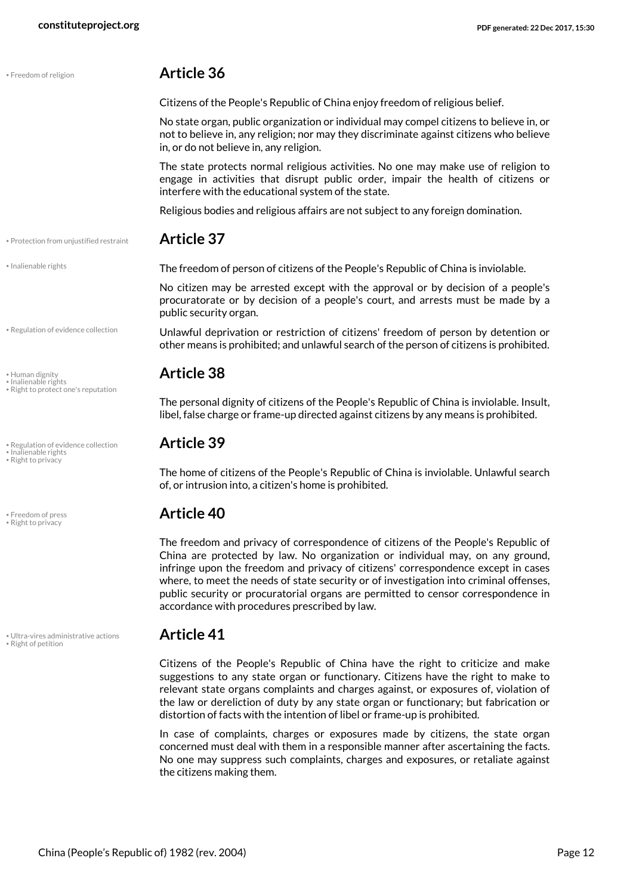• Freedom of religion

## Article 36

Citizens of the People's Republic of China enjoy freedom of religious belief.

No state organ, public organization or individual may compel citizens to believe in, or not to believe in, any religion; nor may they discriminate against citizens who believe in, or do not believe in, any religion.

The state protects normal religious activities. No one may make use of religion to engage in activities that disrupt public order, impair the health of citizens or interfere with the educational system of the state.

Religious bodies and religious affairs are not subject to any foreign domination.

• Protection from unjustified restraint

## Article 37

• Inalienable rights

The freedom of person of citizens of the People's Republic of China is inviolable.

No citizen may be arrested except with the approval or by decision of a people's procuratorate or by decision of a people's court, and arrests must be made by a public security organ.

• Regulation of evidence collection

Unlawful deprivation or restriction of citizens' freedom of person by detention or other means is prohibited; and unlawful search of the person of citizens is prohibited.

• Human dignity
• Inalienable rights
• Right to protect one's reputation

## Article 38

The personal dignity of citizens of the People's Republic of China is inviolable. Insult, libel, false charge or frame-up directed against citizens by any means is prohibited.

• Regulation of evidence collection
• Inalienable rights
• Right to privacy

## Article 39

The home of citizens of the People's Republic of China is inviolable. Unlawful search of, or intrusion into, a citizen's home is prohibited.

• Freedom of press
• Right to privacy

## Article 40

The freedom and privacy of correspondence of citizens of the People's Republic of China are protected by law. No organization or individual may, on any ground, infringe upon the freedom and privacy of citizens' correspondence except in cases where, to meet the needs of state security or of investigation into criminal offenses, public security or procuratorial organs are permitted to censor correspondence in accordance with procedures prescribed by law.

• Ultra-vires administrative actions
• Right of petition

## Article 41

Citizens of the People's Republic of China have the right to criticize and make suggestions to any state organ or functionary. Citizens have the right to make to relevant state organs complaints and charges against, or exposures of, violation of the law or dereliction of duty by any state organ or functionary; but fabrication or distortion of facts with the intention of libel or frame-up is prohibited.

In case of complaints, charges or exposures made by citizens, the state organ concerned must deal with them in a responsible manner after ascertaining the facts. No one may suppress such complaints, charges and exposures, or retaliate against the citizens making them.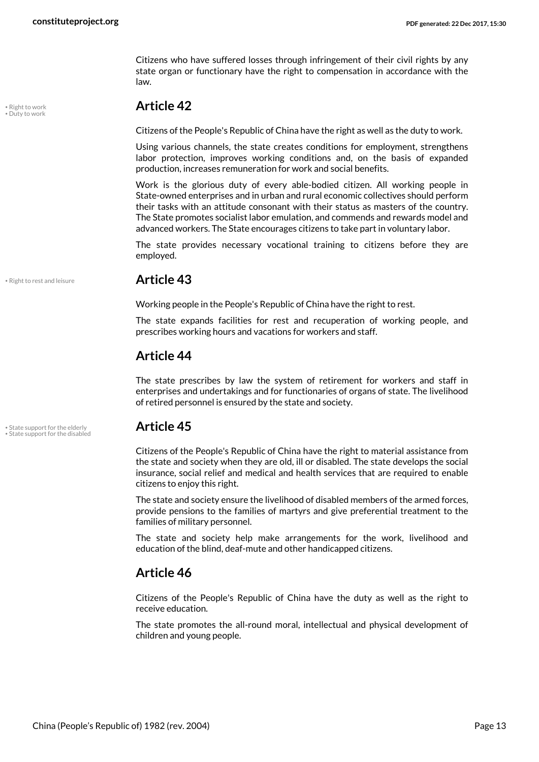Citizens who have suffered losses through infringement of their civil rights by any state organ or functionary have the right to compensation in accordance with the law.

• Right to work
• Duty to work

## Article 42

Citizens of the People's Republic of China have the right as well as the duty to work.

Using various channels, the state creates conditions for employment, strengthens labor protection, improves working conditions and, on the basis of expanded production, increases remuneration for work and social benefits.

Work is the glorious duty of every able-bodied citizen. All working people in State-owned enterprises and in urban and rural economic collectives should perform their tasks with an attitude consonant with their status as masters of the country. The State promotes socialist labor emulation, and commends and rewards model and advanced workers. The State encourages citizens to take part in voluntary labor.

The state provides necessary vocational training to citizens before they are employed.

• Right to rest and leisure

## Article 43

Working people in the People's Republic of China have the right to rest.

The state expands facilities for rest and recuperation of working people, and prescribes working hours and vacations for workers and staff.

## Article 44

The state prescribes by law the system of retirement for workers and staff in enterprises and undertakings and for functionaries of organs of state. The livelihood of retired personnel is ensured by the state and society.

• State support for the elderly
• State support for the disabled

## Article 45

Citizens of the People's Republic of China have the right to material assistance from the state and society when they are old, ill or disabled. The state develops the social insurance, social relief and medical and health services that are required to enable citizens to enjoy this right.

The state and society ensure the livelihood of disabled members of the armed forces, provide pensions to the families of martyrs and give preferential treatment to the families of military personnel.

The state and society help make arrangements for the work, livelihood and education of the blind, deaf-mute and other handicapped citizens.

## Article 46

Citizens of the People's Republic of China have the duty as well as the right to receive education.

The state promotes the all-round moral, intellectual and physical development of children and young people.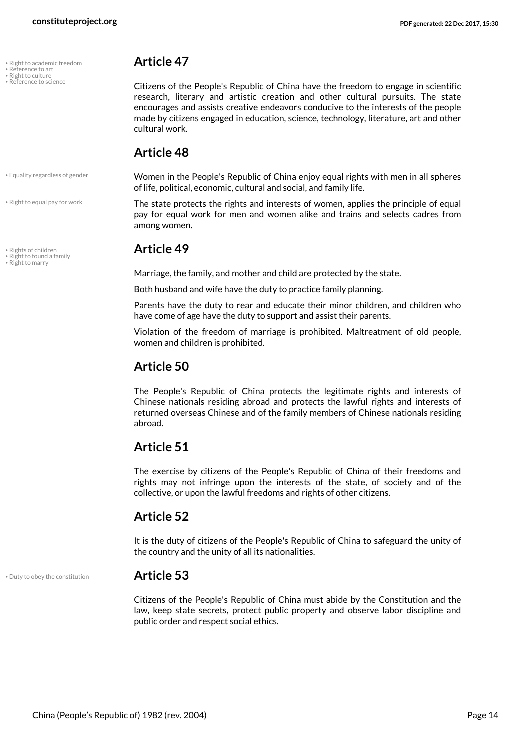• Right to academic freedom
• Reference to art
• Right to culture
• Reference to science

## Article 47

Citizens of the People's Republic of China have the freedom to engage in scientific research, literary and artistic creation and other cultural pursuits. The state encourages and assists creative endeavors conducive to the interests of the people made by citizens engaged in education, science, technology, literature, art and other cultural work.

## Article 48

• Equality regardless of gender

Women in the People's Republic of China enjoy equal rights with men in all spheres of life, political, economic, cultural and social, and family life.

• Right to equal pay for work

The state protects the rights and interests of women, applies the principle of equal pay for equal work for men and women alike and trains and selects cadres from among women.

• Rights of children
• Right to found a family
• Right to marry

## Article 49

Marriage, the family, and mother and child are protected by the state.

Both husband and wife have the duty to practice family planning.

Parents have the duty to rear and educate their minor children, and children who have come of age have the duty to support and assist their parents.

Violation of the freedom of marriage is prohibited. Maltreatment of old people, women and children is prohibited.

## Article 50

The People's Republic of China protects the legitimate rights and interests of Chinese nationals residing abroad and protects the lawful rights and interests of returned overseas Chinese and of the family members of Chinese nationals residing abroad.

## Article 51

The exercise by citizens of the People's Republic of China of their freedoms and rights may not infringe upon the interests of the state, of society and of the collective, or upon the lawful freedoms and rights of other citizens.

## Article 52

It is the duty of citizens of the People's Republic of China to safeguard the unity of the country and the unity of all its nationalities.

• Duty to obey the constitution

## Article 53

Citizens of the People's Republic of China must abide by the Constitution and the law, keep state secrets, protect public property and observe labor discipline and public order and respect social ethics.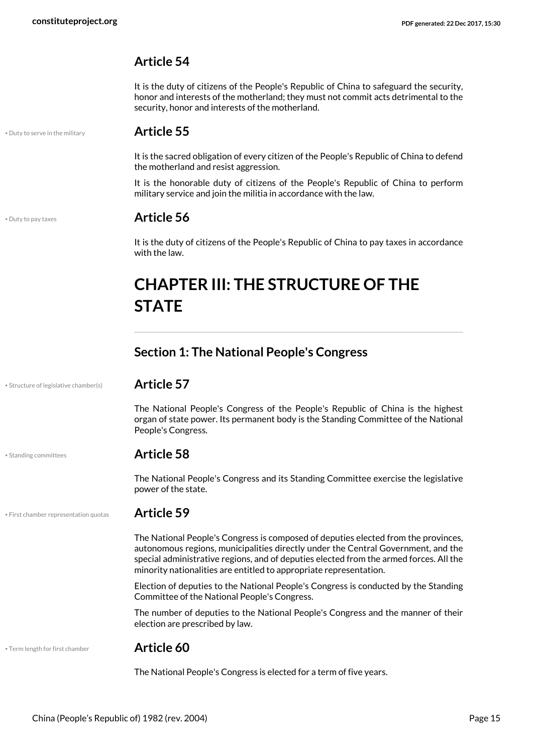## Article 54

It is the duty of citizens of the People's Republic of China to safeguard the security, honor and interests of the motherland; they must not commit acts detrimental to the security, honor and interests of the motherland.

• Duty to serve in the military

## Article 55

It is the sacred obligation of every citizen of the People's Republic of China to defend the motherland and resist aggression.

It is the honorable duty of citizens of the People's Republic of China to perform military service and join the militia in accordance with the law.

• Duty to pay taxes

## Article 56

It is the duty of citizens of the People's Republic of China to pay taxes in accordance with the law.

# CHAPTER III: THE STRUCTURE OF THE STATE

### Section 1: The National People's Congress

• Structure of legislative chamber(s)

## Article 57

The National People's Congress of the People's Republic of China is the highest organ of state power. Its permanent body is the Standing Committee of the National People's Congress.

• Standing committees

## Article 58

The National People's Congress and its Standing Committee exercise the legislative power of the state.

• First chamber representation quotas

## Article 59

The National People's Congress is composed of deputies elected from the provinces, autonomous regions, municipalities directly under the Central Government, and the special administrative regions, and of deputies elected from the armed forces. All the minority nationalities are entitled to appropriate representation.

Election of deputies to the National People's Congress is conducted by the Standing Committee of the National People's Congress.

The number of deputies to the National People's Congress and the manner of their election are prescribed by law.

• Term length for first chamber

## Article 60

The National People's Congress is elected for a term of five years.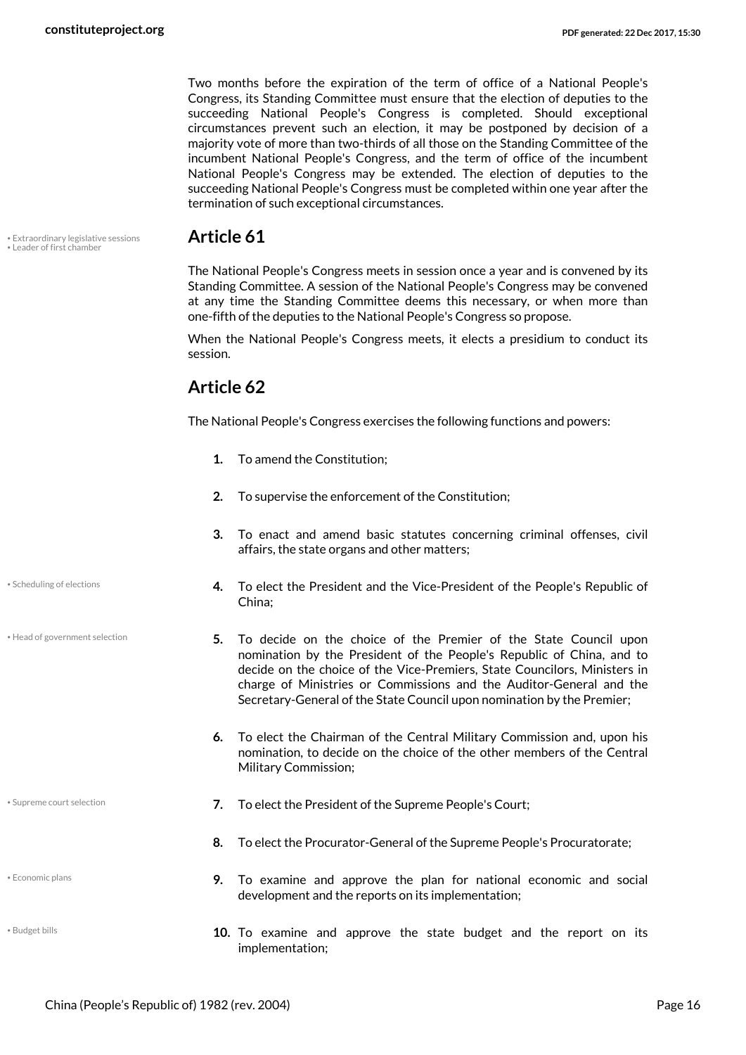Two months before the expiration of the term of office of a National People's Congress, its Standing Committee must ensure that the election of deputies to the succeeding National People's Congress is completed. Should exceptional circumstances prevent such an election, it may be postponed by decision of a majority vote of more than two-thirds of all those on the Standing Committee of the incumbent National People's Congress, and the term of office of the incumbent National People's Congress may be extended. The election of deputies to the succeeding National People's Congress must be completed within one year after the termination of such exceptional circumstances.

• Extraordinary legislative sessions
• Leader of first chamber

## Article 61

The National People's Congress meets in session once a year and is convened by its Standing Committee. A session of the National People's Congress may be convened at any time the Standing Committee deems this necessary, or when more than one-fifth of the deputies to the National People's Congress so propose.

When the National People's Congress meets, it elects a presidium to conduct its session.

## Article 62

The National People's Congress exercises the following functions and powers:

1. To amend the Constitution;
2. To supervise the enforcement of the Constitution;
3. To enact and amend basic statutes concerning criminal offenses, civil affairs, the state organs and other matters;
4. To elect the President and the Vice-President of the People's Republic of China;
5. To decide on the choice of the Premier of the State Council upon nomination by the President of the People's Republic of China, and to decide on the choice of the Vice-Premiers, State Councilors, Ministers in charge of Ministries or Commissions and the Auditor-General and the Secretary-General of the State Council upon nomination by the Premier;
6. To elect the Chairman of the Central Military Commission and, upon his nomination, to decide on the choice of the other members of the Central Military Commission;
7. To elect the President of the Supreme People's Court;
8. To elect the Procurator-General of the Supreme People's Procuratorate;
9. To examine and approve the plan for national economic and social development and the reports on its implementation;
10. To examine and approve the state budget and the report on its implementation;

• Scheduling of elections
• Head of government selection
• Supreme court selection
• Economic plans
• Budget bills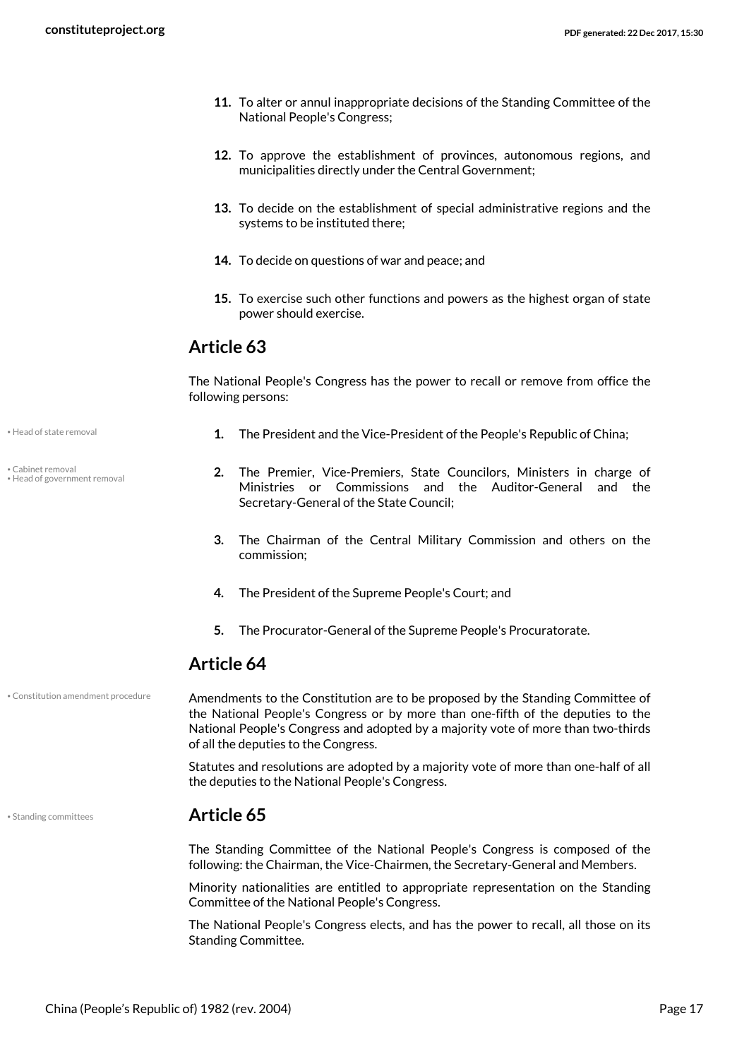11. To alter or annul inappropriate decisions of the Standing Committee of the National People's Congress;

12. To approve the establishment of provinces, autonomous regions, and municipalities directly under the Central Government;

13. To decide on the establishment of special administrative regions and the systems to be instituted there;

14. To decide on questions of war and peace; and

15. To exercise such other functions and powers as the highest organ of state power should exercise.

## Article 63

The National People's Congress has the power to recall or remove from office the following persons:

• Head of state removal

1. The President and the Vice-President of the People's Republic of China;

• Cabinet removal
• Head of government removal

2. The Premier, Vice-Premiers, State Councilors, Ministers in charge of Ministries or Commissions and the Auditor-General and the Secretary-General of the State Council;

3. The Chairman of the Central Military Commission and others on the commission;

4. The President of the Supreme People's Court; and

5. The Procurator-General of the Supreme People's Procuratorate.

## Article 64

• Constitution amendment procedure

Amendments to the Constitution are to be proposed by the Standing Committee of the National People's Congress or by more than one-fifth of the deputies to the National People's Congress and adopted by a majority vote of more than two-thirds of all the deputies to the Congress.

Statutes and resolutions are adopted by a majority vote of more than one-half of all the deputies to the National People's Congress.

• Standing committees

## Article 65

The Standing Committee of the National People's Congress is composed of the following: the Chairman, the Vice-Chairmen, the Secretary-General and Members.

Minority nationalities are entitled to appropriate representation on the Standing Committee of the National People's Congress.

The National People's Congress elects, and has the power to recall, all those on its Standing Committee.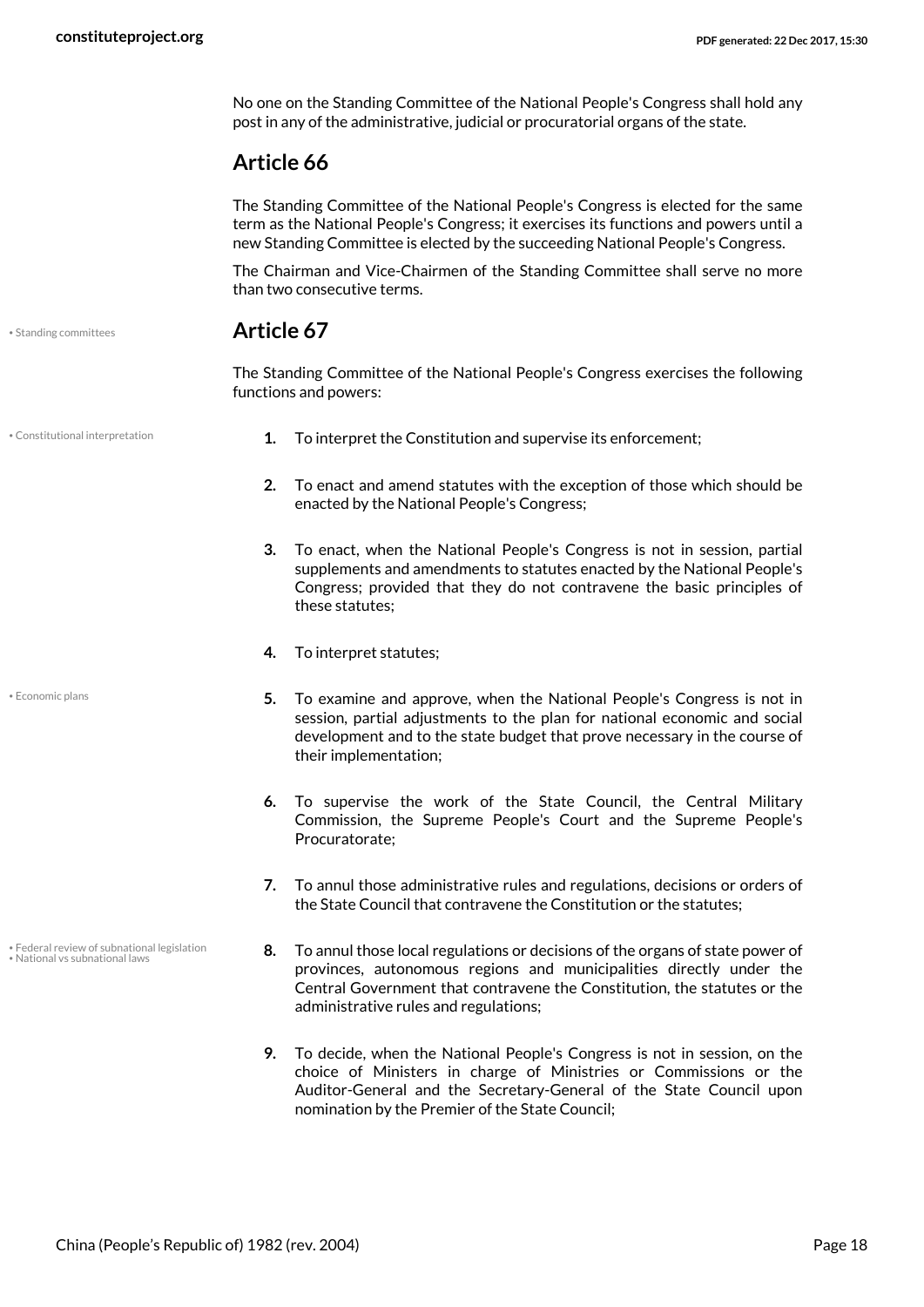No one on the Standing Committee of the National People's Congress shall hold any post in any of the administrative, judicial or procuratorial organs of the state.

## Article 66

The Standing Committee of the National People's Congress is elected for the same term as the National People's Congress; it exercises its functions and powers until a new Standing Committee is elected by the succeeding National People's Congress.

The Chairman and Vice-Chairmen of the Standing Committee shall serve no more than two consecutive terms.

## Article 67

The Standing Committee of the National People's Congress exercises the following functions and powers:

1. To interpret the Constitution and supervise its enforcement;
2. To enact and amend statutes with the exception of those which should be enacted by the National People's Congress;
3. To enact, when the National People's Congress is not in session, partial supplements and amendments to statutes enacted by the National People's Congress; provided that they do not contravene the basic principles of these statutes;
4. To interpret statutes;
5. To examine and approve, when the National People's Congress is not in session, partial adjustments to the plan for national economic and social development and to the state budget that prove necessary in the course of their implementation;
6. To supervise the work of the State Council, the Central Military Commission, the Supreme People's Court and the Supreme People's Procuratorate;
7. To annul those administrative rules and regulations, decisions or orders of the State Council that contravene the Constitution or the statutes;
8. To annul those local regulations or decisions of the organs of state power of provinces, autonomous regions and municipalities directly under the Central Government that contravene the Constitution, the statutes or the administrative rules and regulations;
9. To decide, when the National People's Congress is not in session, on the choice of Ministers in charge of Ministries or Commissions or the Auditor-General and the Secretary-General of the State Council upon nomination by the Premier of the State Council;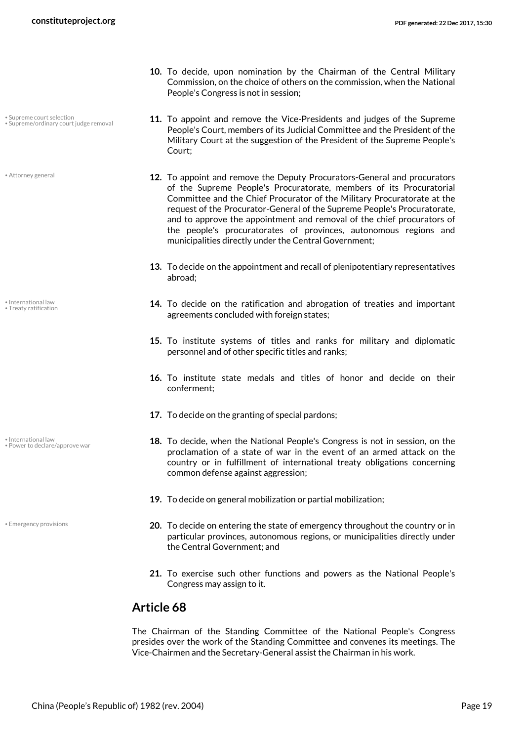10. To decide, upon nomination by the Chairman of the Central Military Commission, on the choice of others on the commission, when the National People's Congress is not in session;

- Supreme court selection
- Supreme/ordinary court judge removal

11. To appoint and remove the Vice-Presidents and judges of the Supreme People's Court, members of its Judicial Committee and the President of the Military Court at the suggestion of the President of the Supreme People's Court;

- Attorney general

12. To appoint and remove the Deputy Procurators-General and procurators of the Supreme People's Procuratorate, members of its Procuratorial Committee and the Chief Procurator of the Military Procuratorate at the request of the Procurator-General of the Supreme People's Procuratorate, and to approve the appointment and removal of the chief procurators of the people's procuratorates of provinces, autonomous regions and municipalities directly under the Central Government;

13. To decide on the appointment and recall of plenipotentiary representatives abroad;

- International law
- Treaty ratification

14. To decide on the ratification and abrogation of treaties and important agreements concluded with foreign states;

15. To institute systems of titles and ranks for military and diplomatic personnel and of other specific titles and ranks;

16. To institute state medals and titles of honor and decide on their conferment;

17. To decide on the granting of special pardons;

- International law
- Power to declare/approve war

18. To decide, when the National People's Congress is not in session, on the proclamation of a state of war in the event of an armed attack on the country or in fulfillment of international treaty obligations concerning common defense against aggression;

19. To decide on general mobilization or partial mobilization;

- Emergency provisions

20. To decide on entering the state of emergency throughout the country or in particular provinces, autonomous regions, or municipalities directly under the Central Government; and

21. To exercise such other functions and powers as the National People's Congress may assign to it.

## Article 68

The Chairman of the Standing Committee of the National People's Congress presides over the work of the Standing Committee and convenes its meetings. The Vice-Chairmen and the Secretary-General assist the Chairman in his work.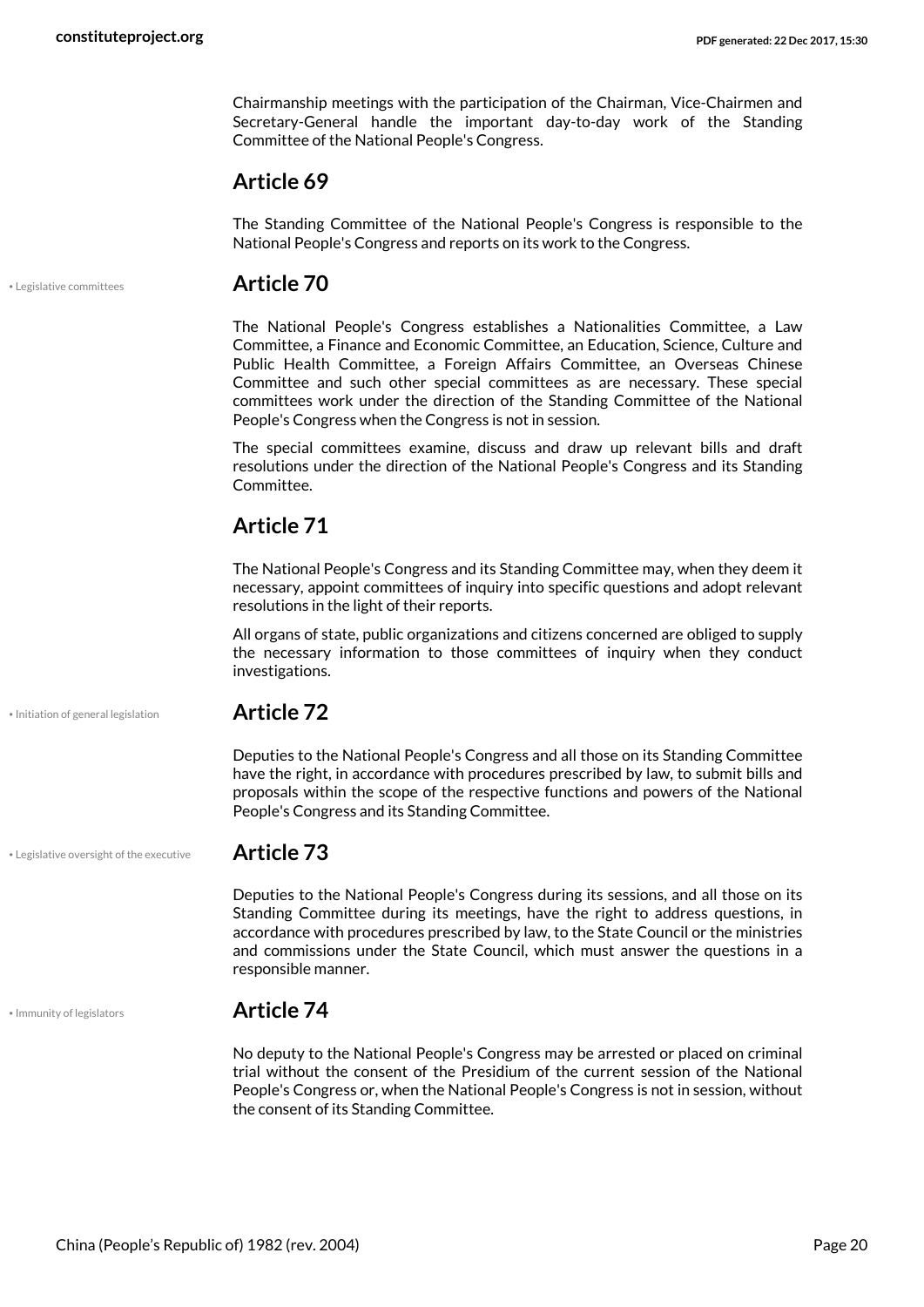Chairmanship meetings with the participation of the Chairman, Vice-Chairmen and Secretary-General handle the important day-to-day work of the Standing Committee of the National People's Congress.

## Article 69

The Standing Committee of the National People's Congress is responsible to the National People's Congress and reports on its work to the Congress.

• Legislative committees

## Article 70

The National People's Congress establishes a Nationalities Committee, a Law Committee, a Finance and Economic Committee, an Education, Science, Culture and Public Health Committee, a Foreign Affairs Committee, an Overseas Chinese Committee and such other special committees as are necessary. These special committees work under the direction of the Standing Committee of the National People's Congress when the Congress is not in session.

The special committees examine, discuss and draw up relevant bills and draft resolutions under the direction of the National People's Congress and its Standing Committee.

## Article 71

The National People's Congress and its Standing Committee may, when they deem it necessary, appoint committees of inquiry into specific questions and adopt relevant resolutions in the light of their reports.

All organs of state, public organizations and citizens concerned are obliged to supply the necessary information to those committees of inquiry when they conduct investigations.

• Initiation of general legislation

## Article 72

Deputies to the National People's Congress and all those on its Standing Committee have the right, in accordance with procedures prescribed by law, to submit bills and proposals within the scope of the respective functions and powers of the National People's Congress and its Standing Committee.

• Legislative oversight of the executive

## Article 73

Deputies to the National People's Congress during its sessions, and all those on its Standing Committee during its meetings, have the right to address questions, in accordance with procedures prescribed by law, to the State Council or the ministries and commissions under the State Council, which must answer the questions in a responsible manner.

• Immunity of legislators

## Article 74

No deputy to the National People's Congress may be arrested or placed on criminal trial without the consent of the Presidium of the current session of the National People's Congress or, when the National People's Congress is not in session, without the consent of its Standing Committee.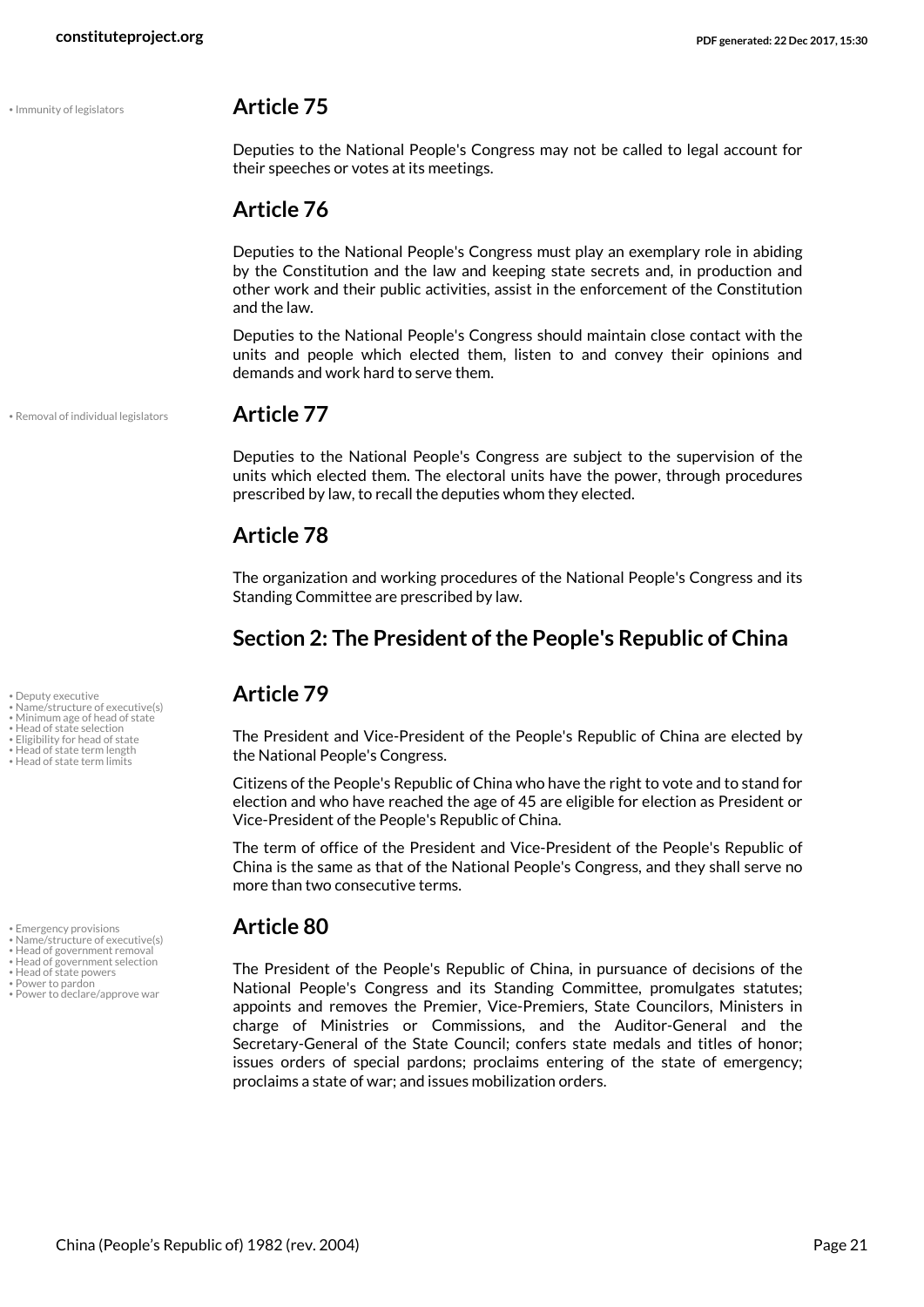• Immunity of legislators

## Article 75

Deputies to the National People's Congress may not be called to legal account for their speeches or votes at its meetings.

## Article 76

Deputies to the National People's Congress must play an exemplary role in abiding by the Constitution and the law and keeping state secrets and, in production and other work and their public activities, assist in the enforcement of the Constitution and the law.

Deputies to the National People's Congress should maintain close contact with the units and people which elected them, listen to and convey their opinions and demands and work hard to serve them.

• Removal of individual legislators

## Article 77

Deputies to the National People's Congress are subject to the supervision of the units which elected them. The electoral units have the power, through procedures prescribed by law, to recall the deputies whom they elected.

## Article 78

The organization and working procedures of the National People's Congress and its Standing Committee are prescribed by law.

# Section 2: The President of the People's Republic of China

• Deputy executive
• Name/structure of executive(s)
• Minimum age of head of state
• Head of state selection
• Eligibility for head of state
• Head of state term length
• Head of state term limits

## Article 79

The President and Vice-President of the People's Republic of China are elected by the National People's Congress.

Citizens of the People's Republic of China who have the right to vote and to stand for election and who have reached the age of 45 are eligible for election as President or Vice-President of the People's Republic of China.

The term of office of the President and Vice-President of the People's Republic of China is the same as that of the National People's Congress, and they shall serve no more than two consecutive terms.

• Emergency provisions
• Name/structure of executive(s)
• Head of government removal
• Head of government selection
• Head of state powers
• Power to pardon
• Power to declare/approve war

## Article 80

The President of the People's Republic of China, in pursuance of decisions of the National People's Congress and its Standing Committee, promulgates statutes; appoints and removes the Premier, Vice-Premiers, State Councilors, Ministers in charge of Ministries or Commissions, and the Auditor-General and the Secretary-General of the State Council; confers state medals and titles of honor; issues orders of special pardons; proclaims entering of the state of emergency; proclaims a state of war; and issues mobilization orders.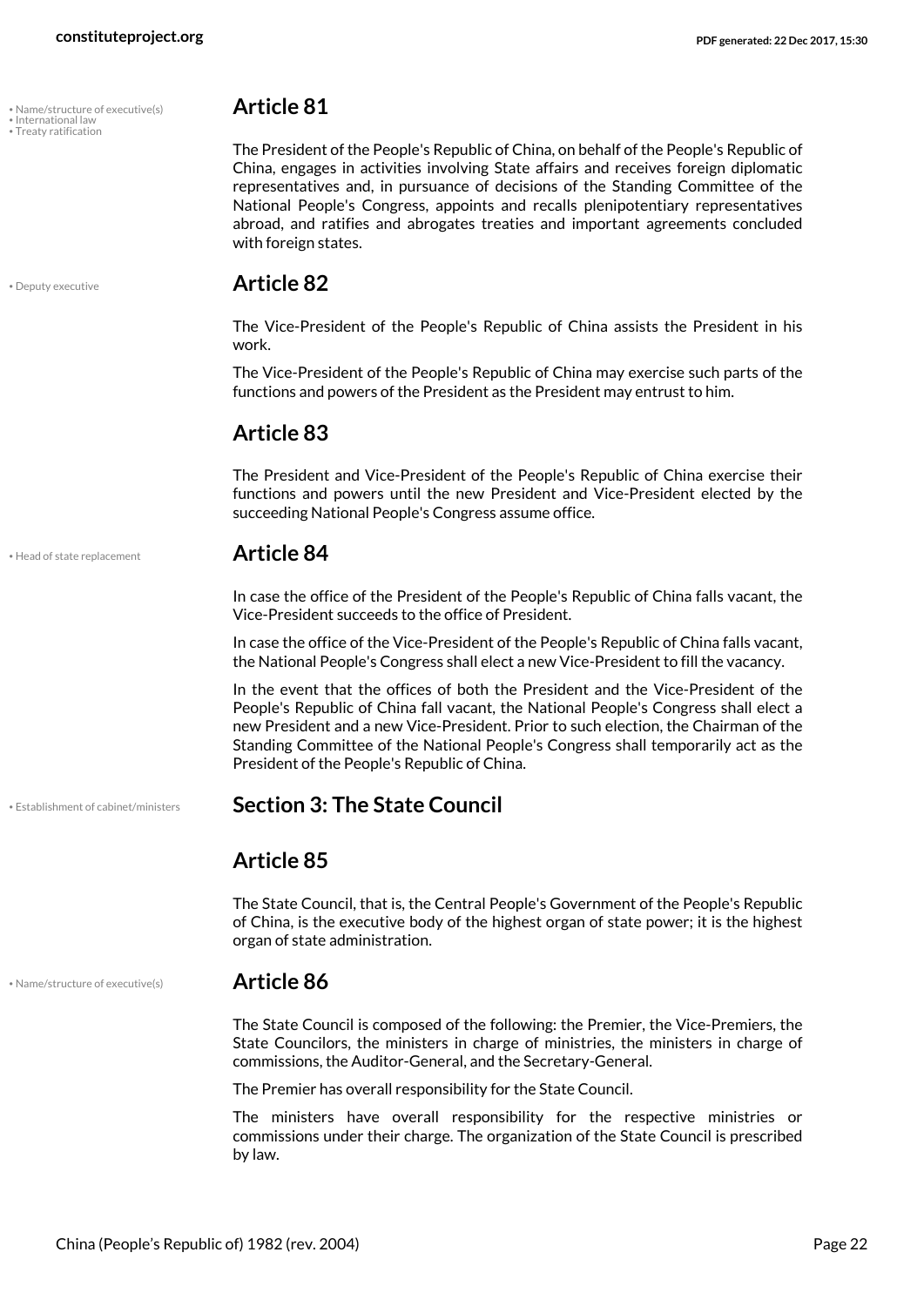## Article 81

The President of the People's Republic of China, on behalf of the People's Republic of China, engages in activities involving State affairs and receives foreign diplomatic representatives and, in pursuance of decisions of the Standing Committee of the National People's Congress, appoints and recalls plenipotentiary representatives abroad, and ratifies and abrogates treaties and important agreements concluded with foreign states.

## Article 82

The Vice-President of the People's Republic of China assists the President in his work.

The Vice-President of the People's Republic of China may exercise such parts of the functions and powers of the President as the President may entrust to him.

## Article 83

The President and Vice-President of the People's Republic of China exercise their functions and powers until the new President and Vice-President elected by the succeeding National People's Congress assume office.

## Article 84

In case the office of the President of the People's Republic of China falls vacant, the Vice-President succeeds to the office of President.

In case the office of the Vice-President of the People's Republic of China falls vacant, the National People's Congress shall elect a new Vice-President to fill the vacancy.

In the event that the offices of both the President and the Vice-President of the People's Republic of China fall vacant, the National People's Congress shall elect a new President and a new Vice-President. Prior to such election, the Chairman of the Standing Committee of the National People's Congress shall temporarily act as the President of the People's Republic of China.

# Section 3: The State Council

## Article 85

The State Council, that is, the Central People's Government of the People's Republic of China, is the executive body of the highest organ of state power; it is the highest organ of state administration.

## Article 86

The State Council is composed of the following: the Premier, the Vice-Premiers, the State Councilors, the ministers in charge of ministries, the ministers in charge of commissions, the Auditor-General, and the Secretary-General.

The Premier has overall responsibility for the State Council.

The ministers have overall responsibility for the respective ministries or commissions under their charge. The organization of the State Council is prescribed by law.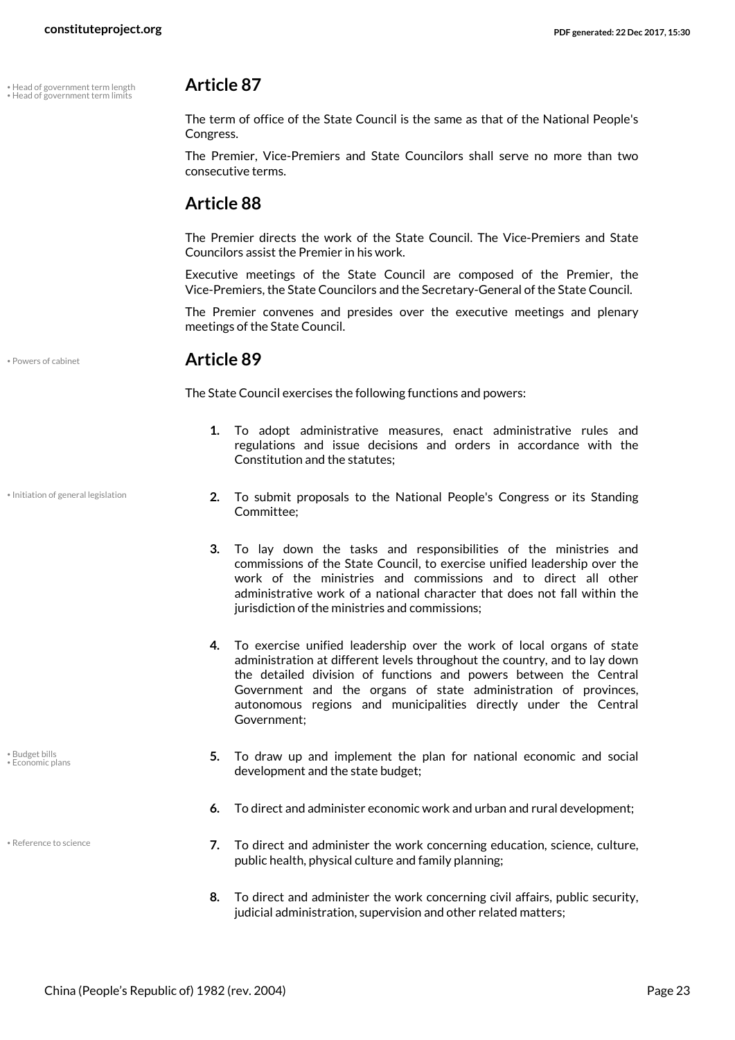• Head of government term length
• Head of government term limits

## Article 87

The term of office of the State Council is the same as that of the National People's Congress.

The Premier, Vice-Premiers and State Councilors shall serve no more than two consecutive terms.

## Article 88

The Premier directs the work of the State Council. The Vice-Premiers and State Councilors assist the Premier in his work.

Executive meetings of the State Council are composed of the Premier, the Vice-Premiers, the State Councilors and the Secretary-General of the State Council.

The Premier convenes and presides over the executive meetings and plenary meetings of the State Council.

• Powers of cabinet

## Article 89

The State Council exercises the following functions and powers:

1. To adopt administrative measures, enact administrative rules and regulations and issue decisions and orders in accordance with the Constitution and the statutes;

• Initiation of general legislation

2. To submit proposals to the National People's Congress or its Standing Committee;

3. To lay down the tasks and responsibilities of the ministries and commissions of the State Council, to exercise unified leadership over the work of the ministries and commissions and to direct all other administrative work of a national character that does not fall within the jurisdiction of the ministries and commissions;

4. To exercise unified leadership over the work of local organs of state administration at different levels throughout the country, and to lay down the detailed division of functions and powers between the Central Government and the organs of state administration of provinces, autonomous regions and municipalities directly under the Central Government;

• Budget bills
• Economic plans

5. To draw up and implement the plan for national economic and social development and the state budget;

6. To direct and administer economic work and urban and rural development;

• Reference to science

7. To direct and administer the work concerning education, science, culture, public health, physical culture and family planning;

8. To direct and administer the work concerning civil affairs, public security, judicial administration, supervision and other related matters;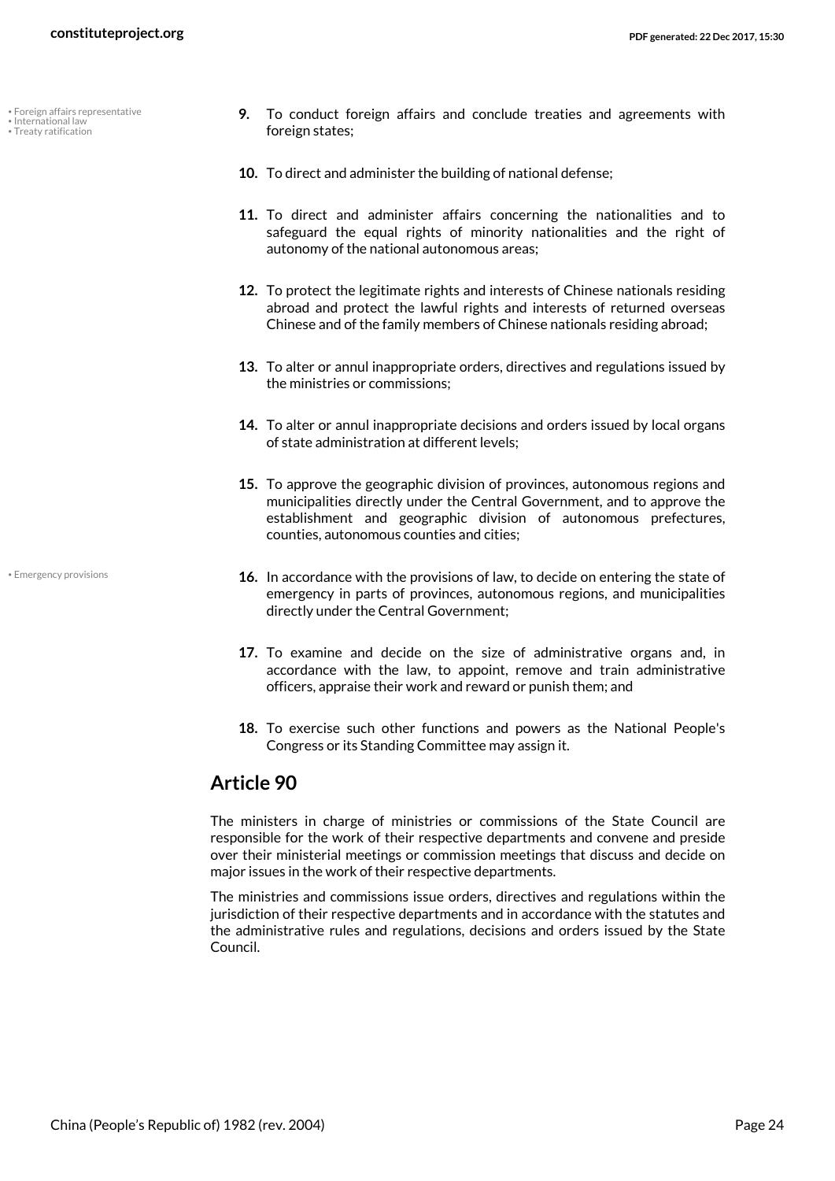- Foreign affairs representative
- International law
- Treaty ratification

9. To conduct foreign affairs and conclude treaties and agreements with foreign states;

10. To direct and administer the building of national defense;

11. To direct and administer affairs concerning the nationalities and to safeguard the equal rights of minority nationalities and the right of autonomy of the national autonomous areas;

12. To protect the legitimate rights and interests of Chinese nationals residing abroad and protect the lawful rights and interests of returned overseas Chinese and of the family members of Chinese nationals residing abroad;

13. To alter or annul inappropriate orders, directives and regulations issued by the ministries or commissions;

14. To alter or annul inappropriate decisions and orders issued by local organs of state administration at different levels;

15. To approve the geographic division of provinces, autonomous regions and municipalities directly under the Central Government, and to approve the establishment and geographic division of autonomous prefectures, counties, autonomous counties and cities;

- Emergency provisions

16. In accordance with the provisions of law, to decide on entering the state of emergency in parts of provinces, autonomous regions, and municipalities directly under the Central Government;

17. To examine and decide on the size of administrative organs and, in accordance with the law, to appoint, remove and train administrative officers, appraise their work and reward or punish them; and

18. To exercise such other functions and powers as the National People's Congress or its Standing Committee may assign it.

## Article 90

The ministers in charge of ministries or commissions of the State Council are responsible for the work of their respective departments and convene and preside over their ministerial meetings or commission meetings that discuss and decide on major issues in the work of their respective departments.

The ministries and commissions issue orders, directives and regulations within the jurisdiction of their respective departments and in accordance with the statutes and the administrative rules and regulations, decisions and orders issued by the State Council.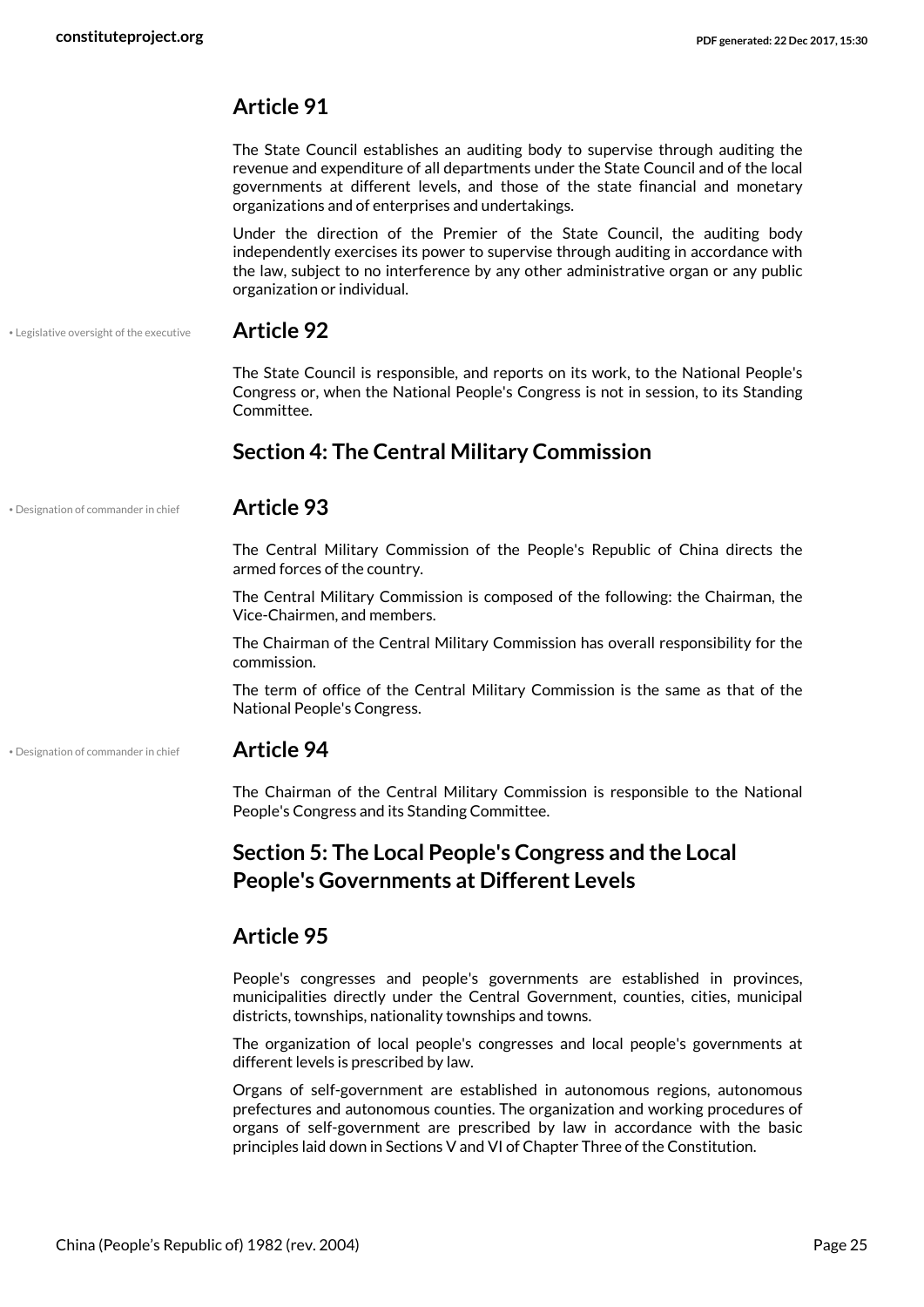## Article 91

The State Council establishes an auditing body to supervise through auditing the revenue and expenditure of all departments under the State Council and of the local governments at different levels, and those of the state financial and monetary organizations and of enterprises and undertakings.

Under the direction of the Premier of the State Council, the auditing body independently exercises its power to supervise through auditing in accordance with the law, subject to no interference by any other administrative organ or any public organization or individual.

• Legislative oversight of the executive

## Article 92

The State Council is responsible, and reports on its work, to the National People's Congress or, when the National People's Congress is not in session, to its Standing Committee.

## Section 4: The Central Military Commission

• Designation of commander in chief

## Article 93

The Central Military Commission of the People's Republic of China directs the armed forces of the country.

The Central Military Commission is composed of the following: the Chairman, the Vice-Chairmen, and members.

The Chairman of the Central Military Commission has overall responsibility for the commission.

The term of office of the Central Military Commission is the same as that of the National People's Congress.

• Designation of commander in chief

## Article 94

The Chairman of the Central Military Commission is responsible to the National People's Congress and its Standing Committee.

## Section 5: The Local People's Congress and the Local People's Governments at Different Levels

## Article 95

People's congresses and people's governments are established in provinces, municipalities directly under the Central Government, counties, cities, municipal districts, townships, nationality townships and towns.

The organization of local people's congresses and local people's governments at different levels is prescribed by law.

Organs of self-government are established in autonomous regions, autonomous prefectures and autonomous counties. The organization and working procedures of organs of self-government are prescribed by law in accordance with the basic principles laid down in Sections V and VI of Chapter Three of the Constitution.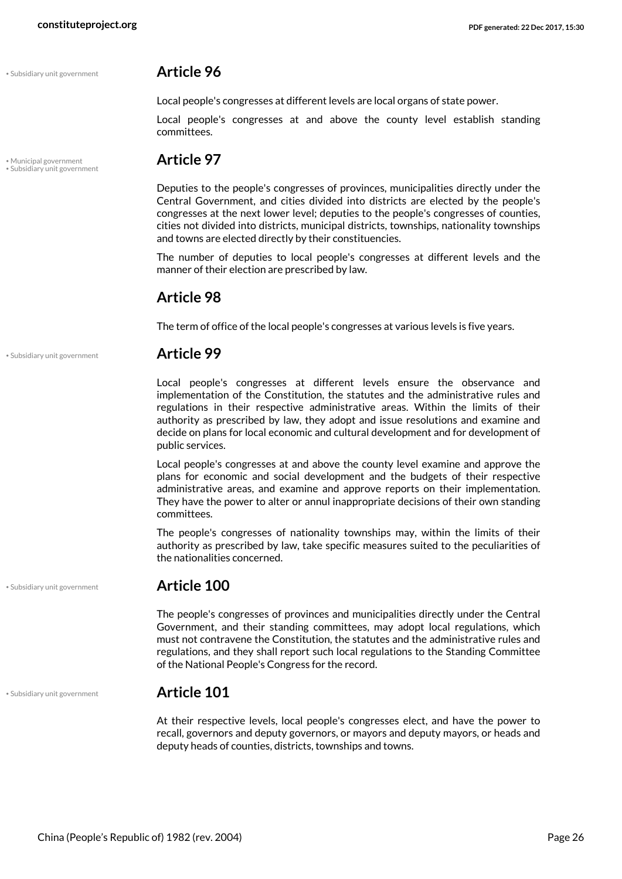• Subsidiary unit government

## Article 96

Local people's congresses at different levels are local organs of state power.

Local people's congresses at and above the county level establish standing committees.

• Municipal government
• Subsidiary unit government

## Article 97

Deputies to the people's congresses of provinces, municipalities directly under the Central Government, and cities divided into districts are elected by the people's congresses at the next lower level; deputies to the people's congresses of counties, cities not divided into districts, municipal districts, townships, nationality townships and towns are elected directly by their constituencies.

The number of deputies to local people's congresses at different levels and the manner of their election are prescribed by law.

## Article 98

The term of office of the local people's congresses at various levels is five years.

• Subsidiary unit government

## Article 99

Local people's congresses at different levels ensure the observance and implementation of the Constitution, the statutes and the administrative rules and regulations in their respective administrative areas. Within the limits of their authority as prescribed by law, they adopt and issue resolutions and examine and decide on plans for local economic and cultural development and for development of public services.

Local people's congresses at and above the county level examine and approve the plans for economic and social development and the budgets of their respective administrative areas, and examine and approve reports on their implementation. They have the power to alter or annul inappropriate decisions of their own standing committees.

The people's congresses of nationality townships may, within the limits of their authority as prescribed by law, take specific measures suited to the peculiarities of the nationalities concerned.

• Subsidiary unit government

## Article 100

The people's congresses of provinces and municipalities directly under the Central Government, and their standing committees, may adopt local regulations, which must not contravene the Constitution, the statutes and the administrative rules and regulations, and they shall report such local regulations to the Standing Committee of the National People's Congress for the record.

• Subsidiary unit government

## Article 101

At their respective levels, local people's congresses elect, and have the power to recall, governors and deputy governors, or mayors and deputy mayors, or heads and deputy heads of counties, districts, townships and towns.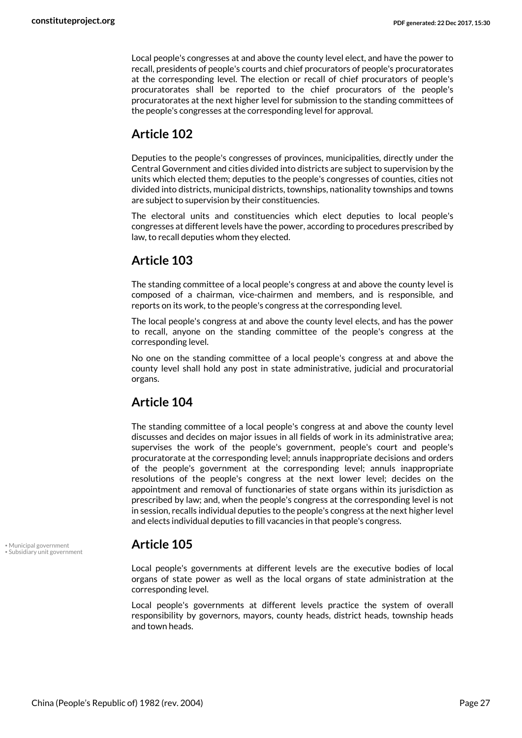Local people's congresses at and above the county level elect, and have the power to recall, presidents of people's courts and chief procurators of people's procuratorates at the corresponding level. The election or recall of chief procurators of people's procuratorates shall be reported to the chief procurators of the people's procuratorates at the next higher level for submission to the standing committees of the people's congresses at the corresponding level for approval.

## Article 102

Deputies to the people's congresses of provinces, municipalities, directly under the Central Government and cities divided into districts are subject to supervision by the units which elected them; deputies to the people's congresses of counties, cities not divided into districts, municipal districts, townships, nationality townships and towns are subject to supervision by their constituencies.

The electoral units and constituencies which elect deputies to local people's congresses at different levels have the power, according to procedures prescribed by law, to recall deputies whom they elected.

## Article 103

The standing committee of a local people's congress at and above the county level is composed of a chairman, vice-chairmen and members, and is responsible, and reports on its work, to the people's congress at the corresponding level.

The local people's congress at and above the county level elects, and has the power to recall, anyone on the standing committee of the people's congress at the corresponding level.

No one on the standing committee of a local people's congress at and above the county level shall hold any post in state administrative, judicial and procuratorial organs.

## Article 104

The standing committee of a local people's congress at and above the county level discusses and decides on major issues in all fields of work in its administrative area; supervises the work of the people's government, people's court and people's procuratorate at the corresponding level; annuls inappropriate decisions and orders of the people's government at the corresponding level; annuls inappropriate resolutions of the people's congress at the next lower level; decides on the appointment and removal of functionaries of state organs within its jurisdiction as prescribed by law; and, when the people's congress at the corresponding level is not in session, recalls individual deputies to the people's congress at the next higher level and elects individual deputies to fill vacancies in that people's congress.

• Municipal government
• Subsidiary unit government

## Article 105

Local people's governments at different levels are the executive bodies of local organs of state power as well as the local organs of state administration at the corresponding level.

Local people's governments at different levels practice the system of overall responsibility by governors, mayors, county heads, district heads, township heads and town heads.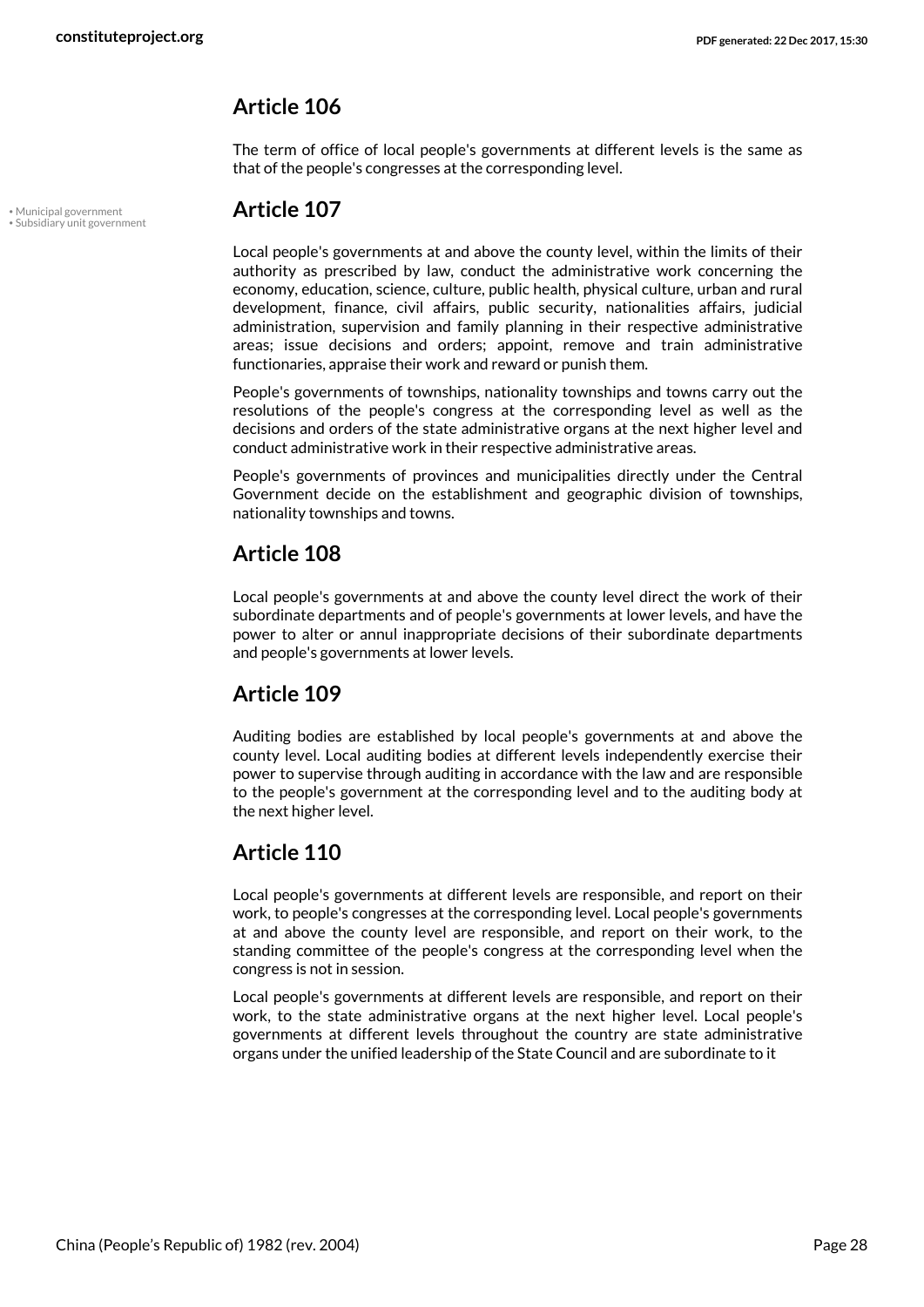## Article 106

The term of office of local people's governments at different levels is the same as that of the people's congresses at the corresponding level.

## Article 107

• Municipal government
• Subsidiary unit government

Local people's governments at and above the county level, within the limits of their authority as prescribed by law, conduct the administrative work concerning the economy, education, science, culture, public health, physical culture, urban and rural development, finance, civil affairs, public security, nationalities affairs, judicial administration, supervision and family planning in their respective administrative areas; issue decisions and orders; appoint, remove and train administrative functionaries, appraise their work and reward or punish them.

People's governments of townships, nationality townships and towns carry out the resolutions of the people's congress at the corresponding level as well as the decisions and orders of the state administrative organs at the next higher level and conduct administrative work in their respective administrative areas.

People's governments of provinces and municipalities directly under the Central Government decide on the establishment and geographic division of townships, nationality townships and towns.

## Article 108

Local people's governments at and above the county level direct the work of their subordinate departments and of people's governments at lower levels, and have the power to alter or annul inappropriate decisions of their subordinate departments and people's governments at lower levels.

## Article 109

Auditing bodies are established by local people's governments at and above the county level. Local auditing bodies at different levels independently exercise their power to supervise through auditing in accordance with the law and are responsible to the people's government at the corresponding level and to the auditing body at the next higher level.

## Article 110

Local people's governments at different levels are responsible, and report on their work, to people's congresses at the corresponding level. Local people's governments at and above the county level are responsible, and report on their work, to the standing committee of the people's congress at the corresponding level when the congress is not in session.

Local people's governments at different levels are responsible, and report on their work, to the state administrative organs at the next higher level. Local people's governments at different levels throughout the country are state administrative organs under the unified leadership of the State Council and are subordinate to it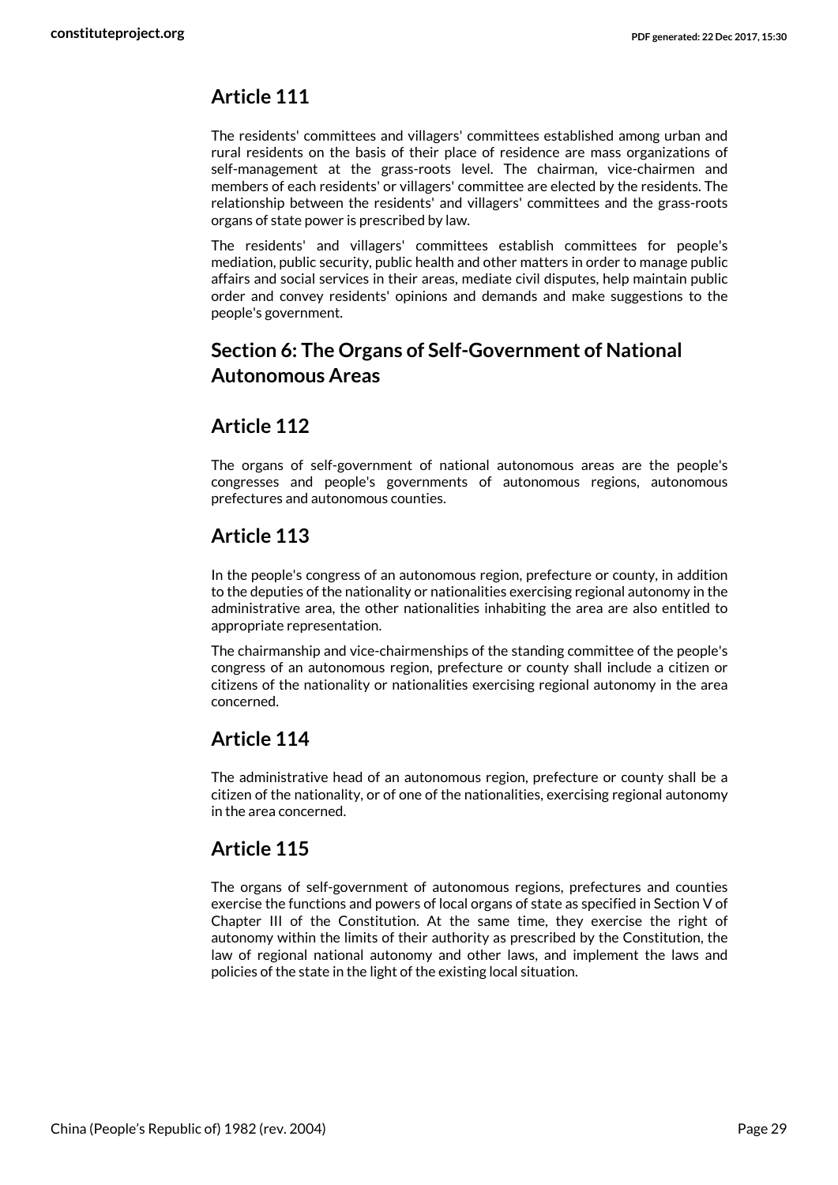## Article 111

The residents' committees and villagers' committees established among urban and rural residents on the basis of their place of residence are mass organizations of self-management at the grass-roots level. The chairman, vice-chairmen and members of each residents' or villagers' committee are elected by the residents. The relationship between the residents' and villagers' committees and the grass-roots organs of state power is prescribed by law.

The residents' and villagers' committees establish committees for people's mediation, public security, public health and other matters in order to manage public affairs and social services in their areas, mediate civil disputes, help maintain public order and convey residents' opinions and demands and make suggestions to the people's government.

# Section 6: The Organs of Self-Government of National Autonomous Areas

## Article 112

The organs of self-government of national autonomous areas are the people's congresses and people's governments of autonomous regions, autonomous prefectures and autonomous counties.

## Article 113

In the people's congress of an autonomous region, prefecture or county, in addition to the deputies of the nationality or nationalities exercising regional autonomy in the administrative area, the other nationalities inhabiting the area are also entitled to appropriate representation.

The chairmanship and vice-chairmenships of the standing committee of the people's congress of an autonomous region, prefecture or county shall include a citizen or citizens of the nationality or nationalities exercising regional autonomy in the area concerned.

## Article 114

The administrative head of an autonomous region, prefecture or county shall be a citizen of the nationality, or of one of the nationalities, exercising regional autonomy in the area concerned.

## Article 115

The organs of self-government of autonomous regions, prefectures and counties exercise the functions and powers of local organs of state as specified in Section V of Chapter III of the Constitution. At the same time, they exercise the right of autonomy within the limits of their authority as prescribed by the Constitution, the law of regional national autonomy and other laws, and implement the laws and policies of the state in the light of the existing local situation.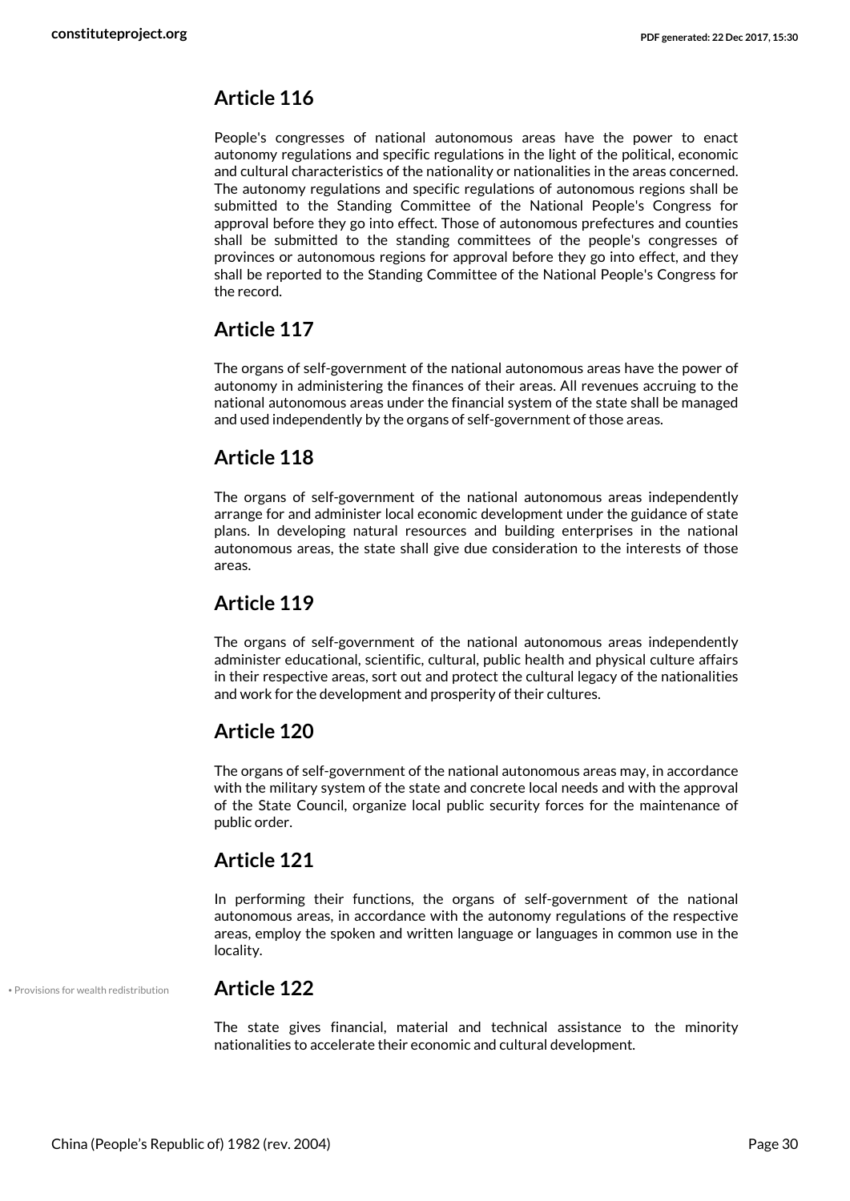## Article 116

People's congresses of national autonomous areas have the power to enact autonomy regulations and specific regulations in the light of the political, economic and cultural characteristics of the nationality or nationalities in the areas concerned. The autonomy regulations and specific regulations of autonomous regions shall be submitted to the Standing Committee of the National People's Congress for approval before they go into effect. Those of autonomous prefectures and counties shall be submitted to the standing committees of the people's congresses of provinces or autonomous regions for approval before they go into effect, and they shall be reported to the Standing Committee of the National People's Congress for the record.

## Article 117

The organs of self-government of the national autonomous areas have the power of autonomy in administering the finances of their areas. All revenues accruing to the national autonomous areas under the financial system of the state shall be managed and used independently by the organs of self-government of those areas.

## Article 118

The organs of self-government of the national autonomous areas independently arrange for and administer local economic development under the guidance of state plans. In developing natural resources and building enterprises in the national autonomous areas, the state shall give due consideration to the interests of those areas.

## Article 119

The organs of self-government of the national autonomous areas independently administer educational, scientific, cultural, public health and physical culture affairs in their respective areas, sort out and protect the cultural legacy of the nationalities and work for the development and prosperity of their cultures.

## Article 120

The organs of self-government of the national autonomous areas may, in accordance with the military system of the state and concrete local needs and with the approval of the State Council, organize local public security forces for the maintenance of public order.

## Article 121

In performing their functions, the organs of self-government of the national autonomous areas, in accordance with the autonomy regulations of the respective areas, employ the spoken and written language or languages in common use in the locality.

• Provisions for wealth redistribution

## Article 122

The state gives financial, material and technical assistance to the minority nationalities to accelerate their economic and cultural development.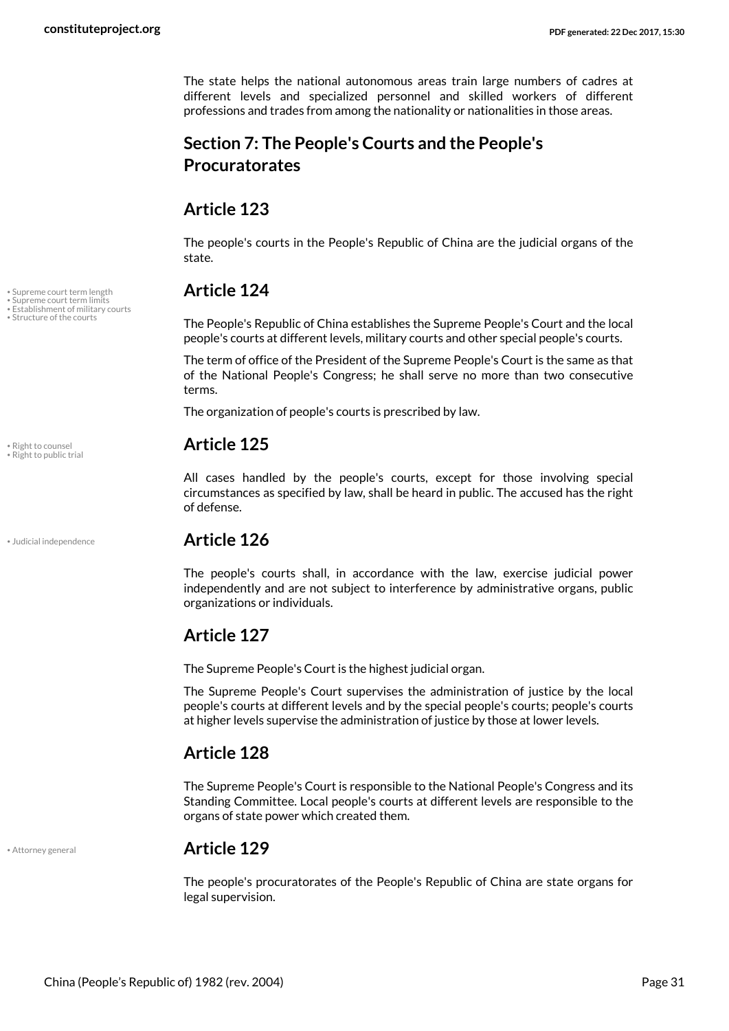The state helps the national autonomous areas train large numbers of cadres at different levels and specialized personnel and skilled workers of different professions and trades from among the nationality or nationalities in those areas.

## Section 7: The People's Courts and the People's Procuratorates

### Article 123

The people's courts in the People's Republic of China are the judicial organs of the state.

### Article 124

- Supreme court term length
- Supreme court term limits
- Establishment of military courts
- Structure of the courts

The People's Republic of China establishes the Supreme People's Court and the local people's courts at different levels, military courts and other special people's courts.

The term of office of the President of the Supreme People's Court is the same as that of the National People's Congress; he shall serve no more than two consecutive terms.

The organization of people's courts is prescribed by law.

### Article 125

- Right to counsel
- Right to public trial

All cases handled by the people's courts, except for those involving special circumstances as specified by law, shall be heard in public. The accused has the right of defense.

### Article 126

- Judicial independence

The people's courts shall, in accordance with the law, exercise judicial power independently and are not subject to interference by administrative organs, public organizations or individuals.

### Article 127

The Supreme People's Court is the highest judicial organ.

The Supreme People's Court supervises the administration of justice by the local people's courts at different levels and by the special people's courts; people's courts at higher levels supervise the administration of justice by those at lower levels.

### Article 128

The Supreme People's Court is responsible to the National People's Congress and its Standing Committee. Local people's courts at different levels are responsible to the organs of state power which created them.

### Article 129

- Attorney general

The people's procuratorates of the People's Republic of China are state organs for legal supervision.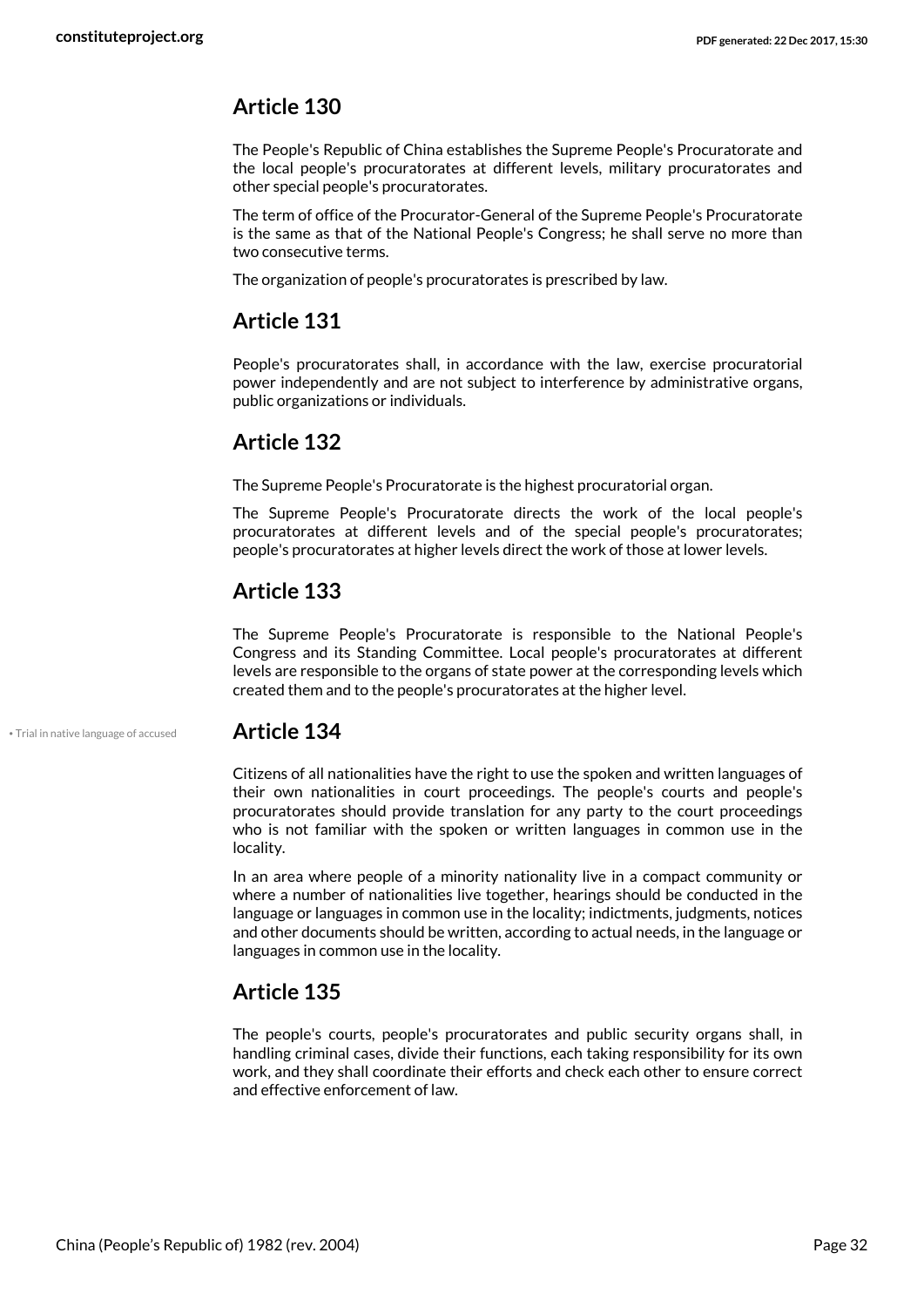## Article 130

The People's Republic of China establishes the Supreme People's Procuratorate and the local people's procuratorates at different levels, military procuratorates and other special people's procuratorates.

The term of office of the Procurator-General of the Supreme People's Procuratorate is the same as that of the National People's Congress; he shall serve no more than two consecutive terms.

The organization of people's procuratorates is prescribed by law.

## Article 131

People's procuratorates shall, in accordance with the law, exercise procuratorial power independently and are not subject to interference by administrative organs, public organizations or individuals.

## Article 132

The Supreme People's Procuratorate is the highest procuratorial organ.

The Supreme People's Procuratorate directs the work of the local people's procuratorates at different levels and of the special people's procuratorates; people's procuratorates at higher levels direct the work of those at lower levels.

## Article 133

The Supreme People's Procuratorate is responsible to the National People's Congress and its Standing Committee. Local people's procuratorates at different levels are responsible to the organs of state power at the corresponding levels which created them and to the people's procuratorates at the higher level.

• Trial in native language of accused

## Article 134

Citizens of all nationalities have the right to use the spoken and written languages of their own nationalities in court proceedings. The people's courts and people's procuratorates should provide translation for any party to the court proceedings who is not familiar with the spoken or written languages in common use in the locality.

In an area where people of a minority nationality live in a compact community or where a number of nationalities live together, hearings should be conducted in the language or languages in common use in the locality; indictments, judgments, notices and other documents should be written, according to actual needs, in the language or languages in common use in the locality.

## Article 135

The people's courts, people's procuratorates and public security organs shall, in handling criminal cases, divide their functions, each taking responsibility for its own work, and they shall coordinate their efforts and check each other to ensure correct and effective enforcement of law.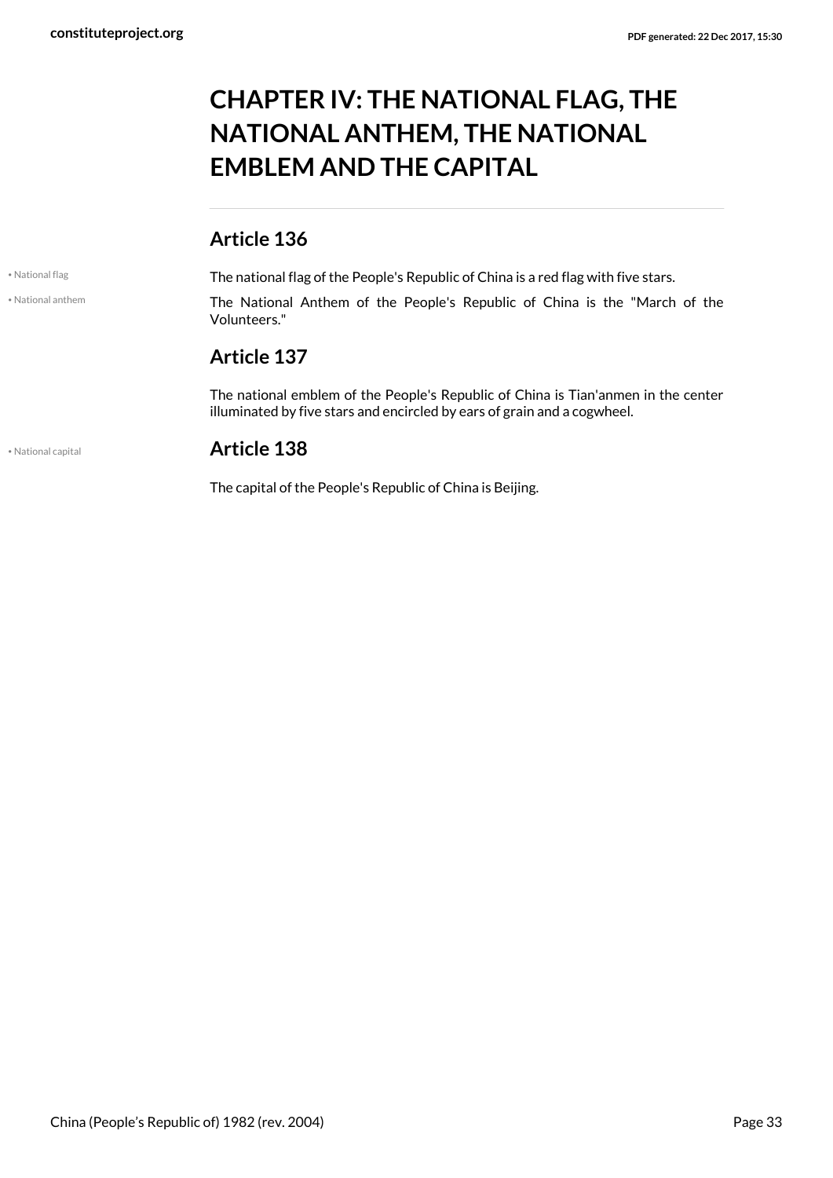# CHAPTER IV: THE NATIONAL FLAG, THE NATIONAL ANTHEM, THE NATIONAL EMBLEM AND THE CAPITAL

## Article 136

• National flag

• National anthem

The national flag of the People's Republic of China is a red flag with five stars.

The National Anthem of the People's Republic of China is the "March of the Volunteers."

## Article 137

The national emblem of the People's Republic of China is Tian'anmen in the center illuminated by five stars and encircled by ears of grain and a cogwheel.

• National capital

## Article 138

The capital of the People's Republic of China is Beijing.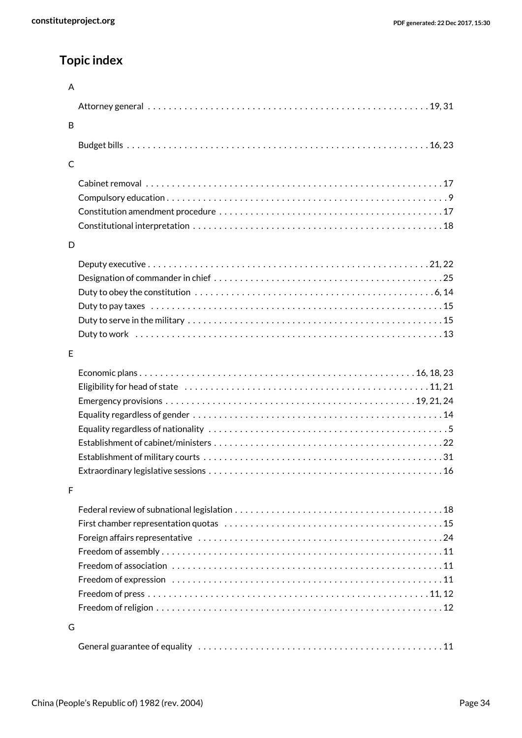## Topic index

A

Attorney general . . . . . . . . . . . . . . . . . . . . . . . . . . . . . . . . . . . . . . . . . . . . . . . . . . . . . . 19, 31

B

Budget bills . . . . . . . . . . . . . . . . . . . . . . . . . . . . . . . . . . . . . . . . . . . . . . . . . . . . . . . . . 16, 23

C

Cabinet removal . . . . . . . . . . . . . . . . . . . . . . . . . . . . . . . . . . . . . . . . . . . . . . . . . . . . . . . . 17
Compulsory education . . . . . . . . . . . . . . . . . . . . . . . . . . . . . . . . . . . . . . . . . . . . . . . . . . . . 9
Constitution amendment procedure . . . . . . . . . . . . . . . . . . . . . . . . . . . . . . . . . . . . . . . . . 17
Constitutional interpretation . . . . . . . . . . . . . . . . . . . . . . . . . . . . . . . . . . . . . . . . . . . . . . . 18

D

Deputy executive . . . . . . . . . . . . . . . . . . . . . . . . . . . . . . . . . . . . . . . . . . . . . . . . . . . . . 21, 22
Designation of commander in chief . . . . . . . . . . . . . . . . . . . . . . . . . . . . . . . . . . . . . . . . . . 25
Duty to obey the constitution . . . . . . . . . . . . . . . . . . . . . . . . . . . . . . . . . . . . . . . . . . . . . 6, 14
Duty to pay taxes . . . . . . . . . . . . . . . . . . . . . . . . . . . . . . . . . . . . . . . . . . . . . . . . . . . . . . . . 15
Duty to serve in the military . . . . . . . . . . . . . . . . . . . . . . . . . . . . . . . . . . . . . . . . . . . . . . . . 15
Duty to work . . . . . . . . . . . . . . . . . . . . . . . . . . . . . . . . . . . . . . . . . . . . . . . . . . . . . . . . . . . 13

E

Economic plans . . . . . . . . . . . . . . . . . . . . . . . . . . . . . . . . . . . . . . . . . . . . . . . . . . . 16, 18, 23
Eligibility for head of state . . . . . . . . . . . . . . . . . . . . . . . . . . . . . . . . . . . . . . . . . . . . . . 11, 21
Emergency provisions . . . . . . . . . . . . . . . . . . . . . . . . . . . . . . . . . . . . . . . . . . . . . . . 19, 21, 24
Equality regardless of gender . . . . . . . . . . . . . . . . . . . . . . . . . . . . . . . . . . . . . . . . . . . . . . . 14
Equality regardless of nationality . . . . . . . . . . . . . . . . . . . . . . . . . . . . . . . . . . . . . . . . . . . . . 5
Establishment of cabinet/ministers . . . . . . . . . . . . . . . . . . . . . . . . . . . . . . . . . . . . . . . . . . . 22
Establishment of military courts . . . . . . . . . . . . . . . . . . . . . . . . . . . . . . . . . . . . . . . . . . . . . 31
Extraordinary legislative sessions . . . . . . . . . . . . . . . . . . . . . . . . . . . . . . . . . . . . . . . . . . . . 16

F

Federal review of subnational legislation . . . . . . . . . . . . . . . . . . . . . . . . . . . . . . . . . . . . . . 18
First chamber representation quotas . . . . . . . . . . . . . . . . . . . . . . . . . . . . . . . . . . . . . . . . . 15
Foreign affairs representative . . . . . . . . . . . . . . . . . . . . . . . . . . . . . . . . . . . . . . . . . . . . . . 24
Freedom of assembly . . . . . . . . . . . . . . . . . . . . . . . . . . . . . . . . . . . . . . . . . . . . . . . . . . . . . 11
Freedom of association . . . . . . . . . . . . . . . . . . . . . . . . . . . . . . . . . . . . . . . . . . . . . . . . . . . 11
Freedom of expression . . . . . . . . . . . . . . . . . . . . . . . . . . . . . . . . . . . . . . . . . . . . . . . . . . . . 11
Freedom of press . . . . . . . . . . . . . . . . . . . . . . . . . . . . . . . . . . . . . . . . . . . . . . . . . . . . . 11, 12
Freedom of religion . . . . . . . . . . . . . . . . . . . . . . . . . . . . . . . . . . . . . . . . . . . . . . . . . . . . . . 12

G

General guarantee of equality . . . . . . . . . . . . . . . . . . . . . . . . . . . . . . . . . . . . . . . . . . . . . . 11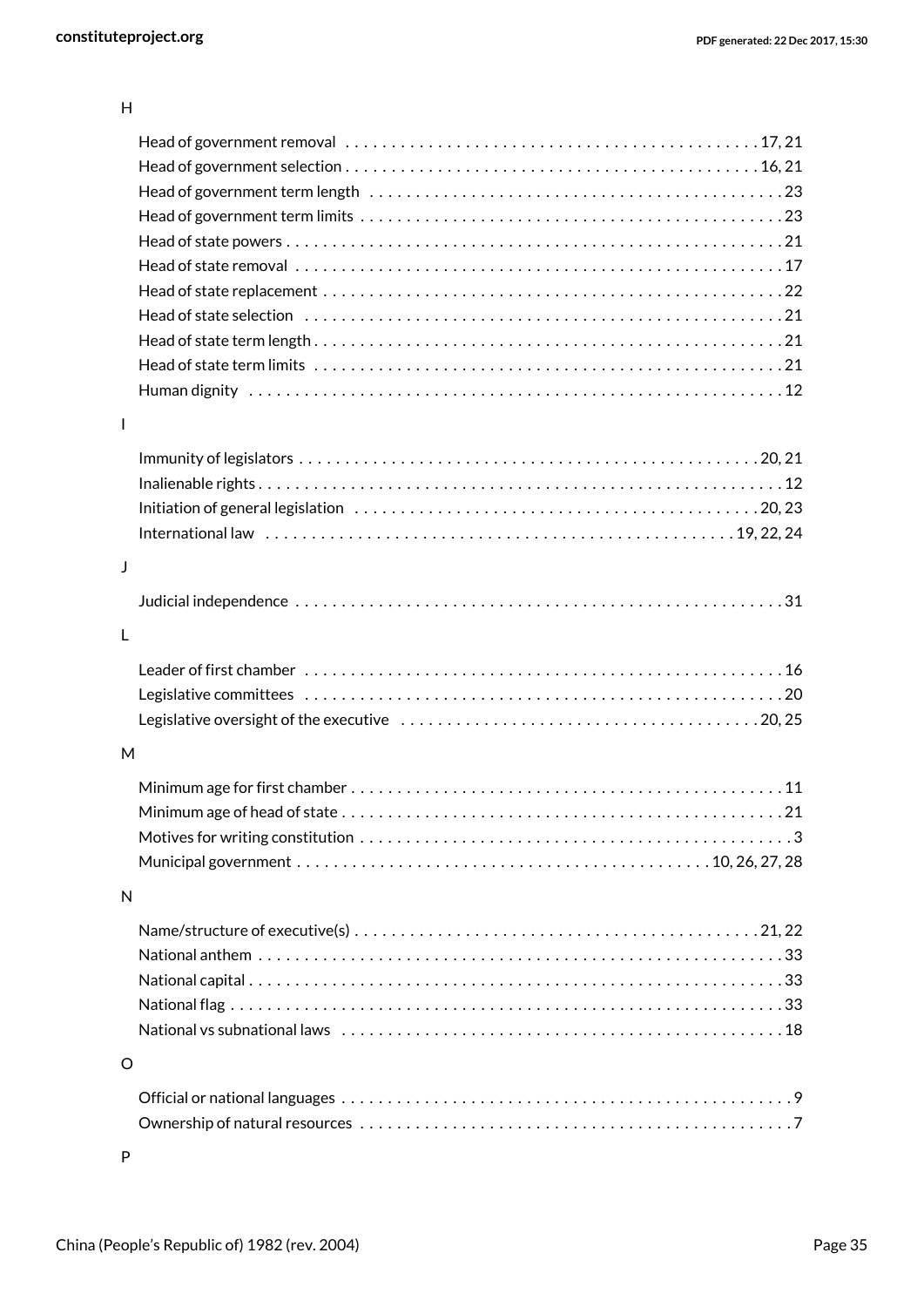H

- Head of government removal . . . . . . . . . . 17, 21
- Head of government selection . . . . . . . . . . 16, 21
- Head of government term length . . . . . . . . . . 23
- Head of government term limits . . . . . . . . . . 23
- Head of state powers . . . . . . . . . . 21
- Head of state removal . . . . . . . . . . 17
- Head of state replacement . . . . . . . . . . 22
- Head of state selection . . . . . . . . . . 21
- Head of state term length . . . . . . . . . . 21
- Head of state term limits . . . . . . . . . . 21
- Human dignity . . . . . . . . . . 12

I

- Immunity of legislators . . . . . . . . . . 20, 21
- Inalienable rights . . . . . . . . . . 12
- Initiation of general legislation . . . . . . . . . . 20, 23
- International law . . . . . . . . . . 19, 22, 24

J

- Judicial independence . . . . . . . . . . 31

L

- Leader of first chamber . . . . . . . . . . 16
- Legislative committees . . . . . . . . . . 20
- Legislative oversight of the executive . . . . . . . . . . 20, 25

M

- Minimum age for first chamber . . . . . . . . . . 11
- Minimum age of head of state . . . . . . . . . . 21
- Motives for writing constitution . . . . . . . . . . 3
- Municipal government . . . . . . . . . . 10, 26, 27, 28

N

- Name/structure of executive(s) . . . . . . . . . . 21, 22
- National anthem . . . . . . . . . . 33
- National capital . . . . . . . . . . 33
- National flag . . . . . . . . . . 33
- National vs subnational laws . . . . . . . . . . 18

O

- Official or national languages . . . . . . . . . . 9
- Ownership of natural resources . . . . . . . . . . 7

P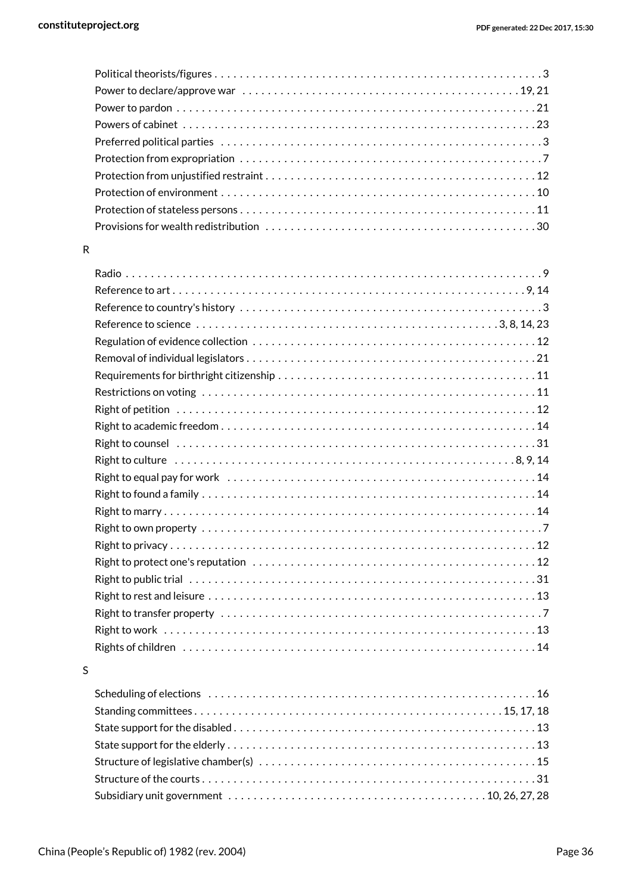Political theorists/figures . . . . . . . . . . . . . . . . . . . . . . . . . . . . . . . . . . . . . . . . . . . . . . . . . . . . 3
Power to declare/approve war . . . . . . . . . . . . . . . . . . . . . . . . . . . . . . . . . . . . . . . . . . . . 19, 21
Power to pardon . . . . . . . . . . . . . . . . . . . . . . . . . . . . . . . . . . . . . . . . . . . . . . . . . . . . . . . . . . 21
Powers of cabinet . . . . . . . . . . . . . . . . . . . . . . . . . . . . . . . . . . . . . . . . . . . . . . . . . . . . . . . . . 23
Preferred political parties . . . . . . . . . . . . . . . . . . . . . . . . . . . . . . . . . . . . . . . . . . . . . . . . . . . . 3
Protection from expropriation . . . . . . . . . . . . . . . . . . . . . . . . . . . . . . . . . . . . . . . . . . . . . . . . . 7
Protection from unjustified restraint . . . . . . . . . . . . . . . . . . . . . . . . . . . . . . . . . . . . . . . . . . . 12
Protection of environment . . . . . . . . . . . . . . . . . . . . . . . . . . . . . . . . . . . . . . . . . . . . . . . . . . . 10
Protection of stateless persons . . . . . . . . . . . . . . . . . . . . . . . . . . . . . . . . . . . . . . . . . . . . . . . 11
Provisions for wealth redistribution . . . . . . . . . . . . . . . . . . . . . . . . . . . . . . . . . . . . . . . . . . . 30

R

Radio . . . . . . . . . . . . . . . . . . . . . . . . . . . . . . . . . . . . . . . . . . . . . . . . . . . . . . . . . . . . . . . . . . . . 9
Reference to art . . . . . . . . . . . . . . . . . . . . . . . . . . . . . . . . . . . . . . . . . . . . . . . . . . . . . . . . . 9, 14
Reference to country's history . . . . . . . . . . . . . . . . . . . . . . . . . . . . . . . . . . . . . . . . . . . . . . . . . 3
Reference to science . . . . . . . . . . . . . . . . . . . . . . . . . . . . . . . . . . . . . . . . . . . . . . . . 3, 8, 14, 23
Regulation of evidence collection . . . . . . . . . . . . . . . . . . . . . . . . . . . . . . . . . . . . . . . . . . . . . 12
Removal of individual legislators . . . . . . . . . . . . . . . . . . . . . . . . . . . . . . . . . . . . . . . . . . . . . . 21
Requirements for birthright citizenship . . . . . . . . . . . . . . . . . . . . . . . . . . . . . . . . . . . . . . . . . 11
Restrictions on voting . . . . . . . . . . . . . . . . . . . . . . . . . . . . . . . . . . . . . . . . . . . . . . . . . . . . . . . 11
Right of petition . . . . . . . . . . . . . . . . . . . . . . . . . . . . . . . . . . . . . . . . . . . . . . . . . . . . . . . . . . . 12
Right to academic freedom . . . . . . . . . . . . . . . . . . . . . . . . . . . . . . . . . . . . . . . . . . . . . . . . . . . 14
Right to counsel . . . . . . . . . . . . . . . . . . . . . . . . . . . . . . . . . . . . . . . . . . . . . . . . . . . . . . . . . . . 31
Right to culture . . . . . . . . . . . . . . . . . . . . . . . . . . . . . . . . . . . . . . . . . . . . . . . . . . . . . . . 8, 9, 14
Right to equal pay for work . . . . . . . . . . . . . . . . . . . . . . . . . . . . . . . . . . . . . . . . . . . . . . . . . . 14
Right to found a family . . . . . . . . . . . . . . . . . . . . . . . . . . . . . . . . . . . . . . . . . . . . . . . . . . . . . . 14
Right to marry . . . . . . . . . . . . . . . . . . . . . . . . . . . . . . . . . . . . . . . . . . . . . . . . . . . . . . . . . . . . . 14
Right to own property . . . . . . . . . . . . . . . . . . . . . . . . . . . . . . . . . . . . . . . . . . . . . . . . . . . . . . . . 7
Right to privacy . . . . . . . . . . . . . . . . . . . . . . . . . . . . . . . . . . . . . . . . . . . . . . . . . . . . . . . . . . . . 12
Right to protect one's reputation . . . . . . . . . . . . . . . . . . . . . . . . . . . . . . . . . . . . . . . . . . . . . . 12
Right to public trial . . . . . . . . . . . . . . . . . . . . . . . . . . . . . . . . . . . . . . . . . . . . . . . . . . . . . . . . 31
Right to rest and leisure . . . . . . . . . . . . . . . . . . . . . . . . . . . . . . . . . . . . . . . . . . . . . . . . . . . . . 13
Right to transfer property . . . . . . . . . . . . . . . . . . . . . . . . . . . . . . . . . . . . . . . . . . . . . . . . . . . . . 7
Right to work . . . . . . . . . . . . . . . . . . . . . . . . . . . . . . . . . . . . . . . . . . . . . . . . . . . . . . . . . . . . . 13
Rights of children . . . . . . . . . . . . . . . . . . . . . . . . . . . . . . . . . . . . . . . . . . . . . . . . . . . . . . . . . 14

S

Scheduling of elections . . . . . . . . . . . . . . . . . . . . . . . . . . . . . . . . . . . . . . . . . . . . . . . . . . . . . 16
Standing committees . . . . . . . . . . . . . . . . . . . . . . . . . . . . . . . . . . . . . . . . . . . . . . . . . 15, 17, 18
State support for the disabled . . . . . . . . . . . . . . . . . . . . . . . . . . . . . . . . . . . . . . . . . . . . . . . . . 13
State support for the elderly . . . . . . . . . . . . . . . . . . . . . . . . . . . . . . . . . . . . . . . . . . . . . . . . . . 13
Structure of legislative chamber(s) . . . . . . . . . . . . . . . . . . . . . . . . . . . . . . . . . . . . . . . . . . . . . 15
Structure of the courts . . . . . . . . . . . . . . . . . . . . . . . . . . . . . . . . . . . . . . . . . . . . . . . . . . . . . . 31
Subsidiary unit government . . . . . . . . . . . . . . . . . . . . . . . . . . . . . . . . . . . . . . . . . . 10, 26, 27, 28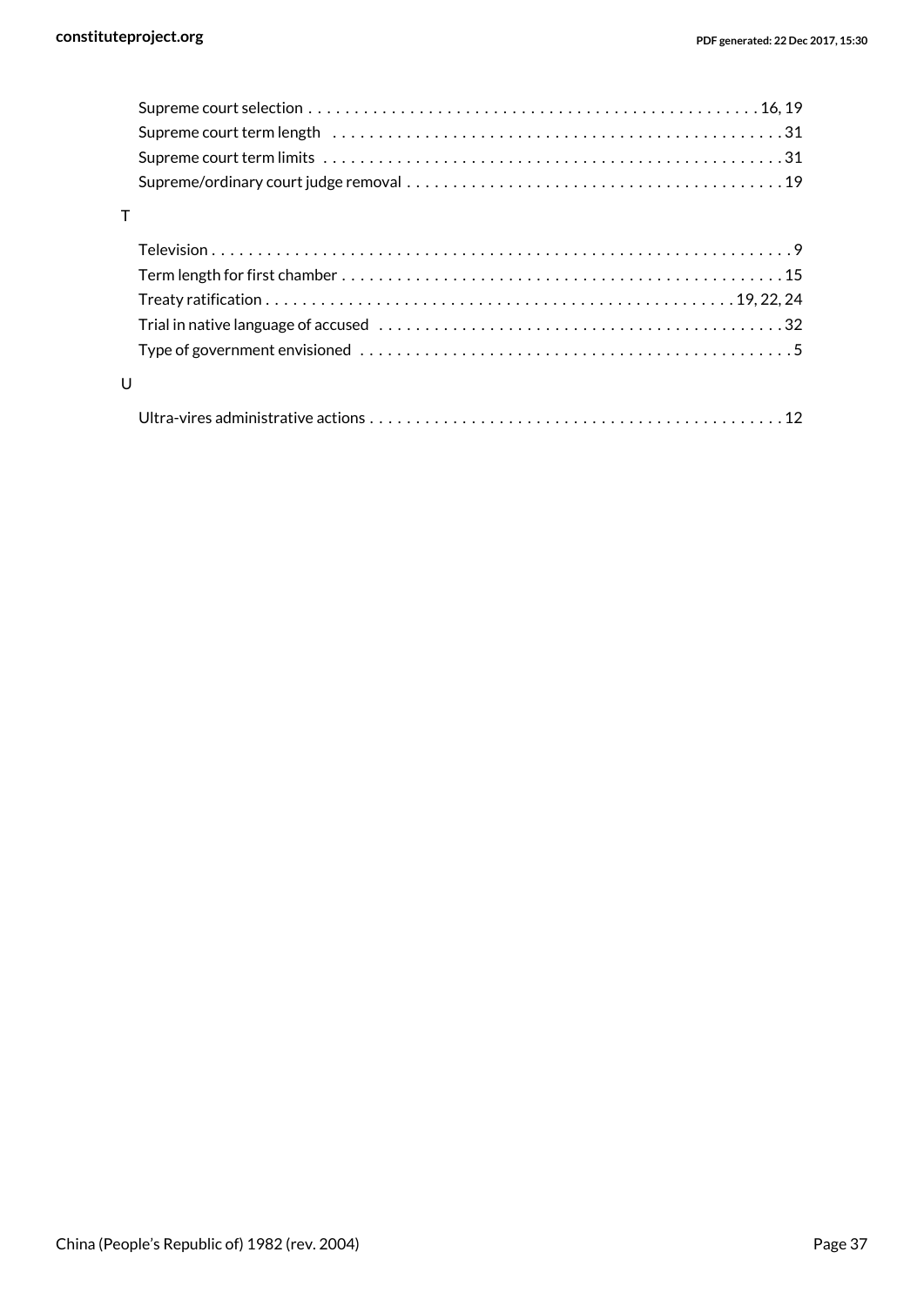Supreme court selection . . . . . . . . . . . . . . . . . . . . . . . . . . . . . . . . . . . . . . . . . . . . . . . . 16, 19
Supreme court term length . . . . . . . . . . . . . . . . . . . . . . . . . . . . . . . . . . . . . . . . . . . . . . . . 31
Supreme court term limits . . . . . . . . . . . . . . . . . . . . . . . . . . . . . . . . . . . . . . . . . . . . . . . . . 31
Supreme/ordinary court judge removal . . . . . . . . . . . . . . . . . . . . . . . . . . . . . . . . . . . . . . . 19

T

Television . . . . . . . . . . . . . . . . . . . . . . . . . . . . . . . . . . . . . . . . . . . . . . . . . . . . . . . . . . . . . . 9
Term length for first chamber . . . . . . . . . . . . . . . . . . . . . . . . . . . . . . . . . . . . . . . . . . . . . . . 15
Treaty ratification . . . . . . . . . . . . . . . . . . . . . . . . . . . . . . . . . . . . . . . . . . . . . . . . . . . 19, 22, 24
Trial in native language of accused . . . . . . . . . . . . . . . . . . . . . . . . . . . . . . . . . . . . . . . . . . . 32
Type of government envisioned . . . . . . . . . . . . . . . . . . . . . . . . . . . . . . . . . . . . . . . . . . . . . . . 5

U

Ultra-vires administrative actions . . . . . . . . . . . . . . . . . . . . . . . . . . . . . . . . . . . . . . . . . . . . 12